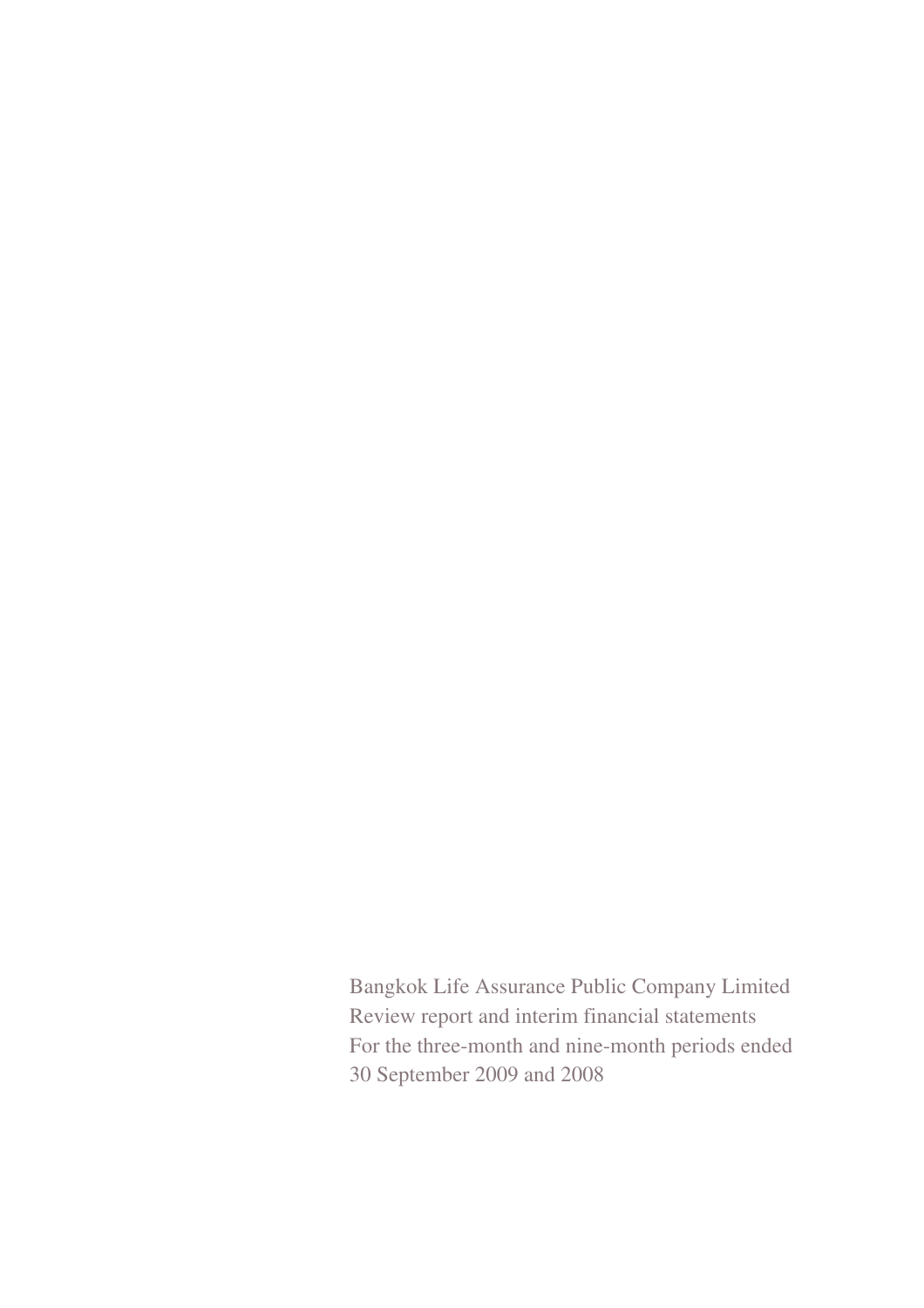Bangkok Life Assurance Public Company Limited

Review report and interim financial statements

For the three-month and nine-month periods ended

30 September 2009 and 2008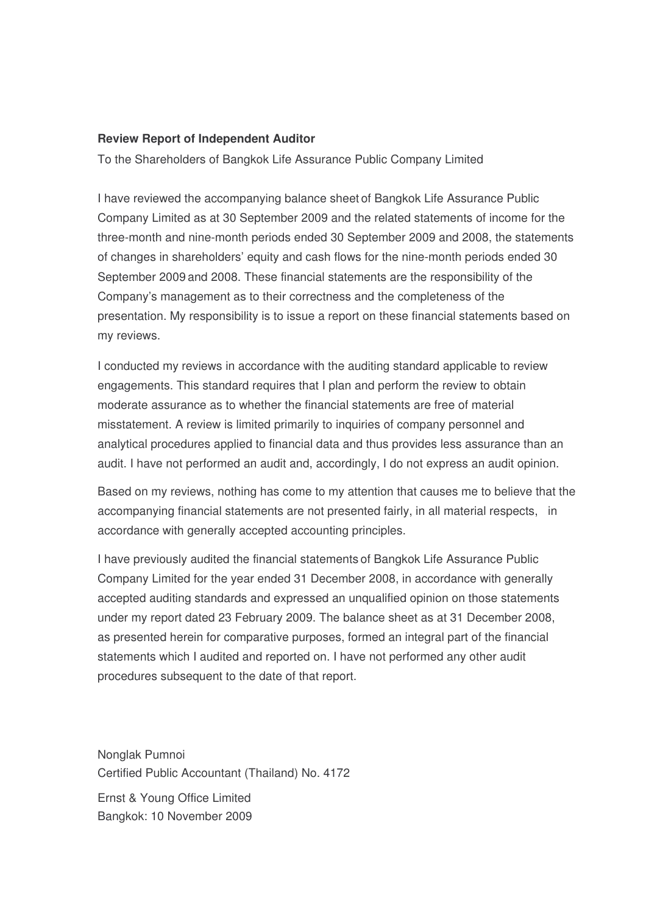**Review Report of Independent Auditor**

To the Shareholders of Bangkok Life Assurance Public Company Limited

I have reviewed the accompanying balance sheet of Bangkok Life Assurance Public Company Limited as at 30 September 2009 and the related statements of income for the three-month and nine-month periods ended 30 September 2009 and 2008, the statements of changes in shareholders' equity and cash flows for the nine-month periods ended 30 September 2009 and 2008. These financial statements are the responsibility of the Company's management as to their correctness and the completeness of the presentation. My responsibility is to issue a report on these financial statements based on my reviews.

I conducted my reviews in accordance with the auditing standard applicable to review engagements. This standard requires that I plan and perform the review to obtain moderate assurance as to whether the financial statements are free of material misstatement. A review is limited primarily to inquiries of company personnel and analytical procedures applied to financial data and thus provides less assurance than an audit. I have not performed an audit and, accordingly, I do not express an audit opinion.

Based on my reviews, nothing has come to my attention that causes me to believe that the accompanying financial statements are not presented fairly, in all material respects, in accordance with generally accepted accounting principles.

I have previously audited the financial statements of Bangkok Life Assurance Public Company Limited for the year ended 31 December 2008, in accordance with generally accepted auditing standards and expressed an unqualified opinion on those statements under my report dated 23 February 2009. The balance sheet as at 31 December 2008, as presented herein for comparative purposes, formed an integral part of the financial statements which I audited and reported on. I have not performed any other audit procedures subsequent to the date of that report.

Nonglak Pumnoi
Certified Public Accountant (Thailand) No. 4172

Ernst & Young Office Limited
Bangkok: 10 November 2009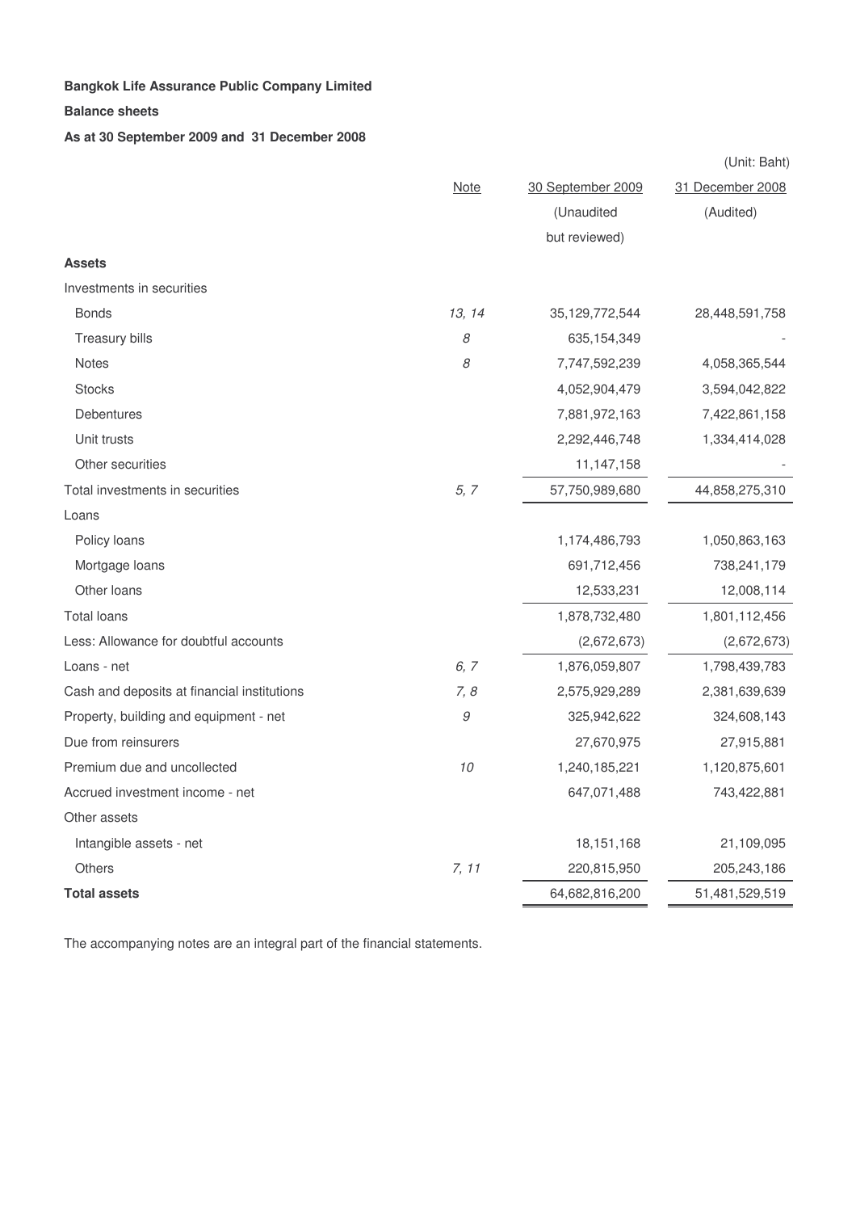**Bangkok Life Assurance Public Company Limited**

**Balance sheets**

**As at 30 September 2009 and 31 December 2008**

(Unit: Baht)

| | Note | 30 September 2009 (Unaudited but reviewed) | 31 December 2008 (Audited) |
|---|---|---|---|
| **Assets** | | | |
| Investments in securities | | | |
| Bonds | *13, 14* | 35,129,772,544 | 28,448,591,758 |
| Treasury bills | *8* | 635,154,349 | - |
| Notes | *8* | 7,747,592,239 | 4,058,365,544 |
| Stocks | | 4,052,904,479 | 3,594,042,822 |
| Debentures | | 7,881,972,163 | 7,422,861,158 |
| Unit trusts | | 2,292,446,748 | 1,334,414,028 |
| Other securities | | 11,147,158 | - |
| Total investments in securities | *5, 7* | 57,750,989,680 | 44,858,275,310 |
| Loans | | | |
| Policy loans | | 1,174,486,793 | 1,050,863,163 |
| Mortgage loans | | 691,712,456 | 738,241,179 |
| Other loans | | 12,533,231 | 12,008,114 |
| Total loans | | 1,878,732,480 | 1,801,112,456 |
| Less: Allowance for doubtful accounts | | (2,672,673) | (2,672,673) |
| Loans - net | *6, 7* | 1,876,059,807 | 1,798,439,783 |
| Cash and deposits at financial institutions | *7, 8* | 2,575,929,289 | 2,381,639,639 |
| Property, building and equipment - net | *9* | 325,942,622 | 324,608,143 |
| Due from reinsurers | | 27,670,975 | 27,915,881 |
| Premium due and uncollected | *10* | 1,240,185,221 | 1,120,875,601 |
| Accrued investment income - net | | 647,071,488 | 743,422,881 |
| Other assets | | | |
| Intangible assets - net | | 18,151,168 | 21,109,095 |
| Others | *7, 11* | 220,815,950 | 205,243,186 |
| **Total assets** | | 64,682,816,200 | 51,481,529,519 |

The accompanying notes are an integral part of the financial statements.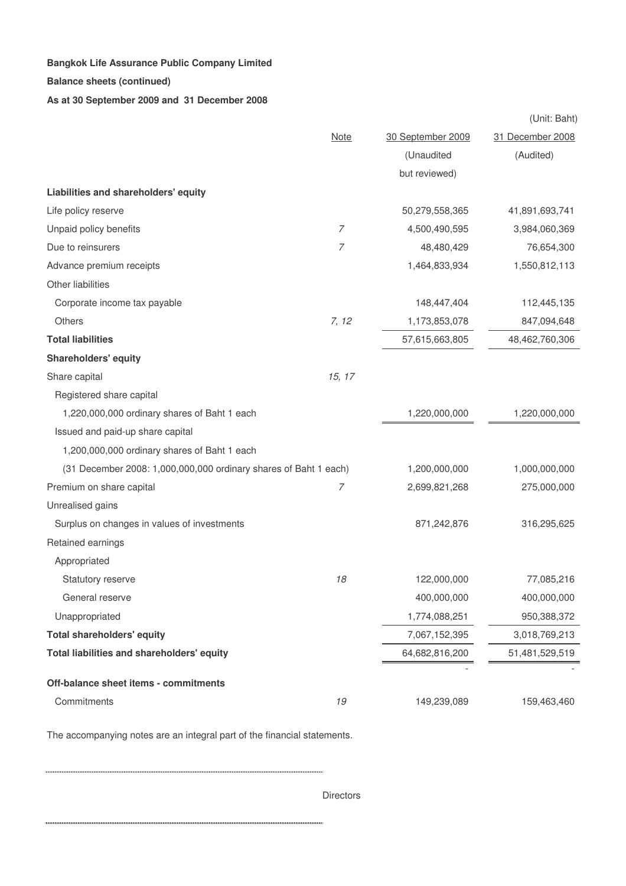**Bangkok Life Assurance Public Company Limited**

**Balance sheets (continued)**

**As at 30 September 2009 and 31 December 2008**

(Unit: Baht)

| | Note | 30 September 2009 (Unaudited but reviewed) | 31 December 2008 (Audited) |
|---|---|---|---|
| **Liabilities and shareholders' equity** | | | |
| Life policy reserve | | 50,279,558,365 | 41,891,693,741 |
| Unpaid policy benefits | *7* | 4,500,490,595 | 3,984,060,369 |
| Due to reinsurers | *7* | 48,480,429 | 76,654,300 |
| Advance premium receipts | | 1,464,833,934 | 1,550,812,113 |
| Other liabilities | | | |
| Corporate income tax payable | | 148,447,404 | 112,445,135 |
| Others | *7, 12* | 1,173,853,078 | 847,094,648 |
| **Total liabilities** | | 57,615,663,805 | 48,462,760,306 |
| **Shareholders' equity** | | | |
| Share capital | *15, 17* | | |
| Registered share capital | | | |
| 1,220,000,000 ordinary shares of Baht 1 each | | 1,220,000,000 | 1,220,000,000 |
| Issued and paid-up share capital | | | |
| 1,200,000,000 ordinary shares of Baht 1 each | | | |
| (31 December 2008: 1,000,000,000 ordinary shares of Baht 1 each) | | 1,200,000,000 | 1,000,000,000 |
| Premium on share capital | *7* | 2,699,821,268 | 275,000,000 |
| Unrealised gains | | | |
| Surplus on changes in values of investments | | 871,242,876 | 316,295,625 |
| Retained earnings | | | |
| Appropriated | | | |
| Statutory reserve | *18* | 122,000,000 | 77,085,216 |
| General reserve | | 400,000,000 | 400,000,000 |
| Unappropriated | | 1,774,088,251 | 950,388,372 |
| **Total shareholders' equity** | | 7,067,152,395 | 3,018,769,213 |
| **Total liabilities and shareholders' equity** | | 64,682,816,200 | 51,481,529,519 |
| | | - | - |
| **Off-balance sheet items - commitments** | | | |
| Commitments | *19* | 149,239,089 | 159,463,460 |

The accompanying notes are an integral part of the financial statements.

Directors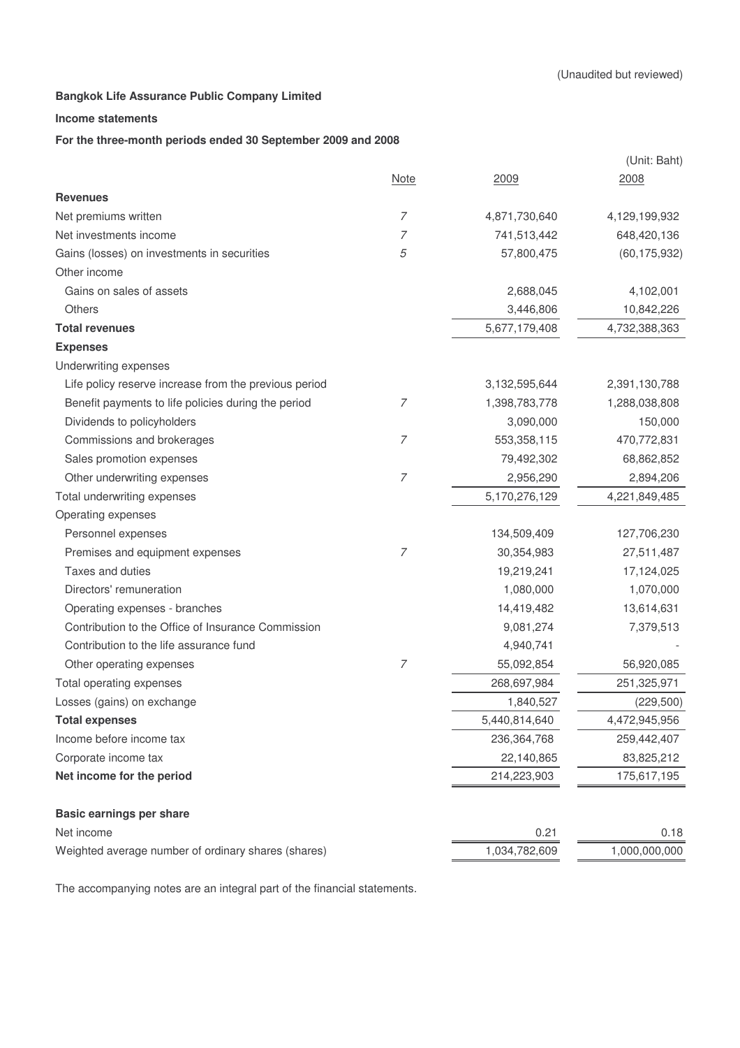(Unaudited but reviewed)

**Bangkok Life Assurance Public Company Limited**

**Income statements**

**For the three-month periods ended 30 September 2009 and 2008**

(Unit: Baht)

| | Note | 2009 | 2008 |
|---|---|---|---|
| **Revenues** | | | |
| Net premiums written | 7 | 4,871,730,640 | 4,129,199,932 |
| Net investments income | 7 | 741,513,442 | 648,420,136 |
| Gains (losses) on investments in securities | 5 | 57,800,475 | (60,175,932) |
| Other income | | | |
| Gains on sales of assets | | 2,688,045 | 4,102,001 |
| Others | | 3,446,806 | 10,842,226 |
| **Total revenues** | | 5,677,179,408 | 4,732,388,363 |
| **Expenses** | | | |
| Underwriting expenses | | | |
| Life policy reserve increase from the previous period | | 3,132,595,644 | 2,391,130,788 |
| Benefit payments to life policies during the period | 7 | 1,398,783,778 | 1,288,038,808 |
| Dividends to policyholders | | 3,090,000 | 150,000 |
| Commissions and brokerages | 7 | 553,358,115 | 470,772,831 |
| Sales promotion expenses | | 79,492,302 | 68,862,852 |
| Other underwriting expenses | 7 | 2,956,290 | 2,894,206 |
| Total underwriting expenses | | 5,170,276,129 | 4,221,849,485 |
| Operating expenses | | | |
| Personnel expenses | | 134,509,409 | 127,706,230 |
| Premises and equipment expenses | 7 | 30,354,983 | 27,511,487 |
| Taxes and duties | | 19,219,241 | 17,124,025 |
| Directors' remuneration | | 1,080,000 | 1,070,000 |
| Operating expenses - branches | | 14,419,482 | 13,614,631 |
| Contribution to the Office of Insurance Commission | | 9,081,274 | 7,379,513 |
| Contribution to the life assurance fund | | 4,940,741 | - |
| Other operating expenses | 7 | 55,092,854 | 56,920,085 |
| Total operating expenses | | 268,697,984 | 251,325,971 |
| Losses (gains) on exchange | | 1,840,527 | (229,500) |
| **Total expenses** | | 5,440,814,640 | 4,472,945,956 |
| Income before income tax | | 236,364,768 | 259,442,407 |
| Corporate income tax | | 22,140,865 | 83,825,212 |
| **Net income for the period** | | 214,223,903 | 175,617,195 |
| | | | |
| **Basic earnings per share** | | | |
| Net income | | 0.21 | 0.18 |
| Weighted average number of ordinary shares (shares) | | 1,034,782,609 | 1,000,000,000 |

The accompanying notes are an integral part of the financial statements.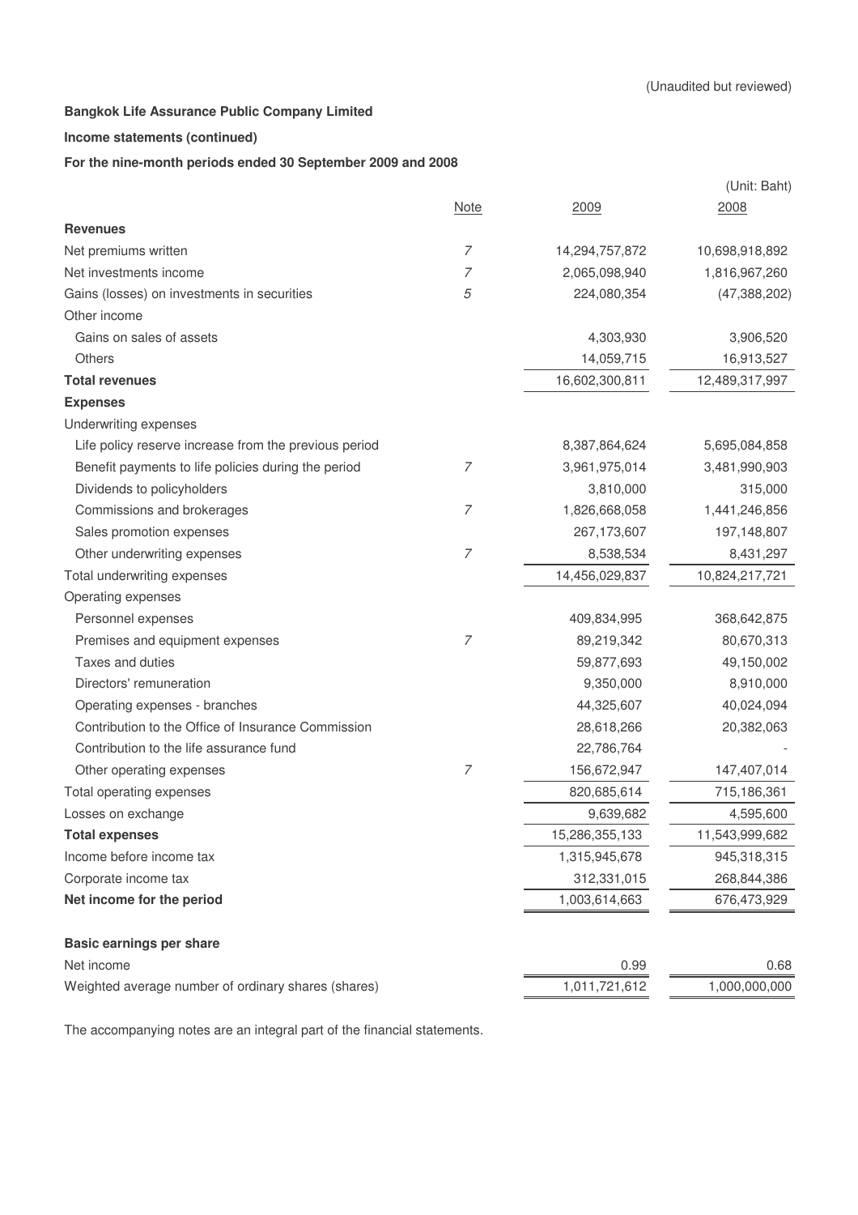(Unaudited but reviewed)

**Bangkok Life Assurance Public Company Limited**

**Income statements (continued)**

**For the nine-month periods ended 30 September 2009 and 2008**

(Unit: Baht)

| | Note | 2009 | 2008 |
|---|---|---|---|
| **Revenues** | | | |
| Net premiums written | 7 | 14,294,757,872 | 10,698,918,892 |
| Net investments income | 7 | 2,065,098,940 | 1,816,967,260 |
| Gains (losses) on investments in securities | 5 | 224,080,354 | (47,388,202) |
| Other income | | | |
| Gains on sales of assets | | 4,303,930 | 3,906,520 |
| Others | | 14,059,715 | 16,913,527 |
| **Total revenues** | | 16,602,300,811 | 12,489,317,997 |
| **Expenses** | | | |
| Underwriting expenses | | | |
| Life policy reserve increase from the previous period | | 8,387,864,624 | 5,695,084,858 |
| Benefit payments to life policies during the period | 7 | 3,961,975,014 | 3,481,990,903 |
| Dividends to policyholders | | 3,810,000 | 315,000 |
| Commissions and brokerages | 7 | 1,826,668,058 | 1,441,246,856 |
| Sales promotion expenses | | 267,173,607 | 197,148,807 |
| Other underwriting expenses | 7 | 8,538,534 | 8,431,297 |
| Total underwriting expenses | | 14,456,029,837 | 10,824,217,721 |
| Operating expenses | | | |
| Personnel expenses | | 409,834,995 | 368,642,875 |
| Premises and equipment expenses | 7 | 89,219,342 | 80,670,313 |
| Taxes and duties | | 59,877,693 | 49,150,002 |
| Directors' remuneration | | 9,350,000 | 8,910,000 |
| Operating expenses - branches | | 44,325,607 | 40,024,094 |
| Contribution to the Office of Insurance Commission | | 28,618,266 | 20,382,063 |
| Contribution to the life assurance fund | | 22,786,764 | - |
| Other operating expenses | 7 | 156,672,947 | 147,407,014 |
| Total operating expenses | | 820,685,614 | 715,186,361 |
| Losses on exchange | | 9,639,682 | 4,595,600 |
| **Total expenses** | | 15,286,355,133 | 11,543,999,682 |
| Income before income tax | | 1,315,945,678 | 945,318,315 |
| Corporate income tax | | 312,331,015 | 268,844,386 |
| **Net income for the period** | | 1,003,614,663 | 676,473,929 |
| | | | |
| **Basic earnings per share** | | | |
| Net income | | 0.99 | 0.68 |
| Weighted average number of ordinary shares (shares) | | 1,011,721,612 | 1,000,000,000 |

The accompanying notes are an integral part of the financial statements.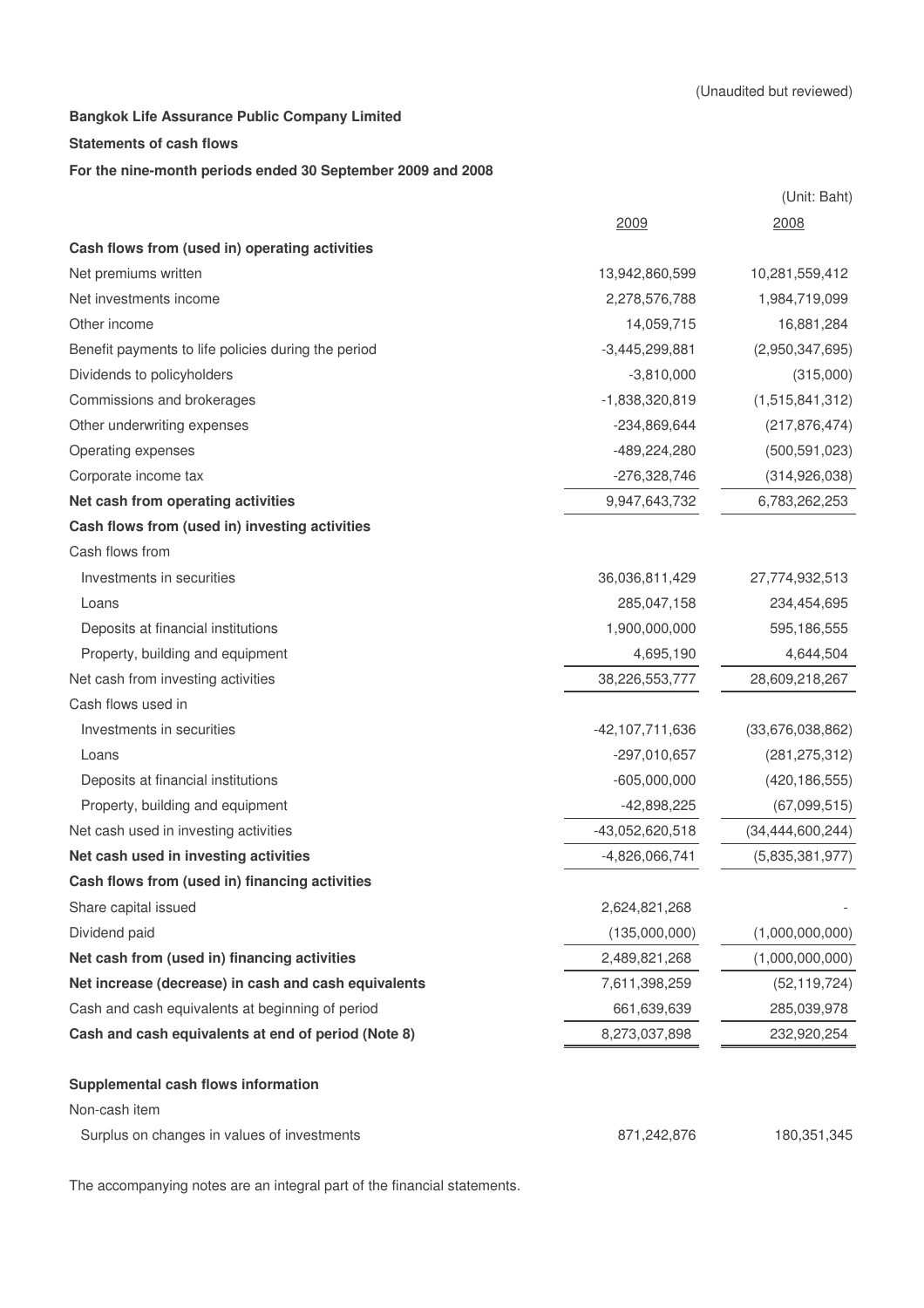(Unaudited but reviewed)

**Bangkok Life Assurance Public Company Limited**

**Statements of cash flows**

**For the nine-month periods ended 30 September 2009 and 2008**

(Unit: Baht)

| | 2009 | 2008 |
|---|---|---|
| **Cash flows from (used in) operating activities** | | |
| Net premiums written | 13,942,860,599 | 10,281,559,412 |
| Net investments income | 2,278,576,788 | 1,984,719,099 |
| Other income | 14,059,715 | 16,881,284 |
| Benefit payments to life policies during the period | -3,445,299,881 | (2,950,347,695) |
| Dividends to policyholders | -3,810,000 | (315,000) |
| Commissions and brokerages | -1,838,320,819 | (1,515,841,312) |
| Other underwriting expenses | -234,869,644 | (217,876,474) |
| Operating expenses | -489,224,280 | (500,591,023) |
| Corporate income tax | -276,328,746 | (314,926,038) |
| **Net cash from operating activities** | 9,947,643,732 | 6,783,262,253 |
| **Cash flows from (used in) investing activities** | | |
| Cash flows from | | |
| Investments in securities | 36,036,811,429 | 27,774,932,513 |
| Loans | 285,047,158 | 234,454,695 |
| Deposits at financial institutions | 1,900,000,000 | 595,186,555 |
| Property, building and equipment | 4,695,190 | 4,644,504 |
| Net cash from investing activities | 38,226,553,777 | 28,609,218,267 |
| Cash flows used in | | |
| Investments in securities | -42,107,711,636 | (33,676,038,862) |
| Loans | -297,010,657 | (281,275,312) |
| Deposits at financial institutions | -605,000,000 | (420,186,555) |
| Property, building and equipment | -42,898,225 | (67,099,515) |
| Net cash used in investing activities | -43,052,620,518 | (34,444,600,244) |
| **Net cash used in investing activities** | -4,826,066,741 | (5,835,381,977) |
| **Cash flows from (used in) financing activities** | | |
| Share capital issued | 2,624,821,268 | - |
| Dividend paid | (135,000,000) | (1,000,000,000) |
| **Net cash from (used in) financing activities** | 2,489,821,268 | (1,000,000,000) |
| **Net increase (decrease) in cash and cash equivalents** | 7,611,398,259 | (52,119,724) |
| Cash and cash equivalents at beginning of period | 661,639,639 | 285,039,978 |
| **Cash and cash equivalents at end of period (Note 8)** | 8,273,037,898 | 232,920,254 |
| | | |
| **Supplemental cash flows information** | | |
| Non-cash item | | |
| Surplus on changes in values of investments | 871,242,876 | 180,351,345 |

The accompanying notes are an integral part of the financial statements.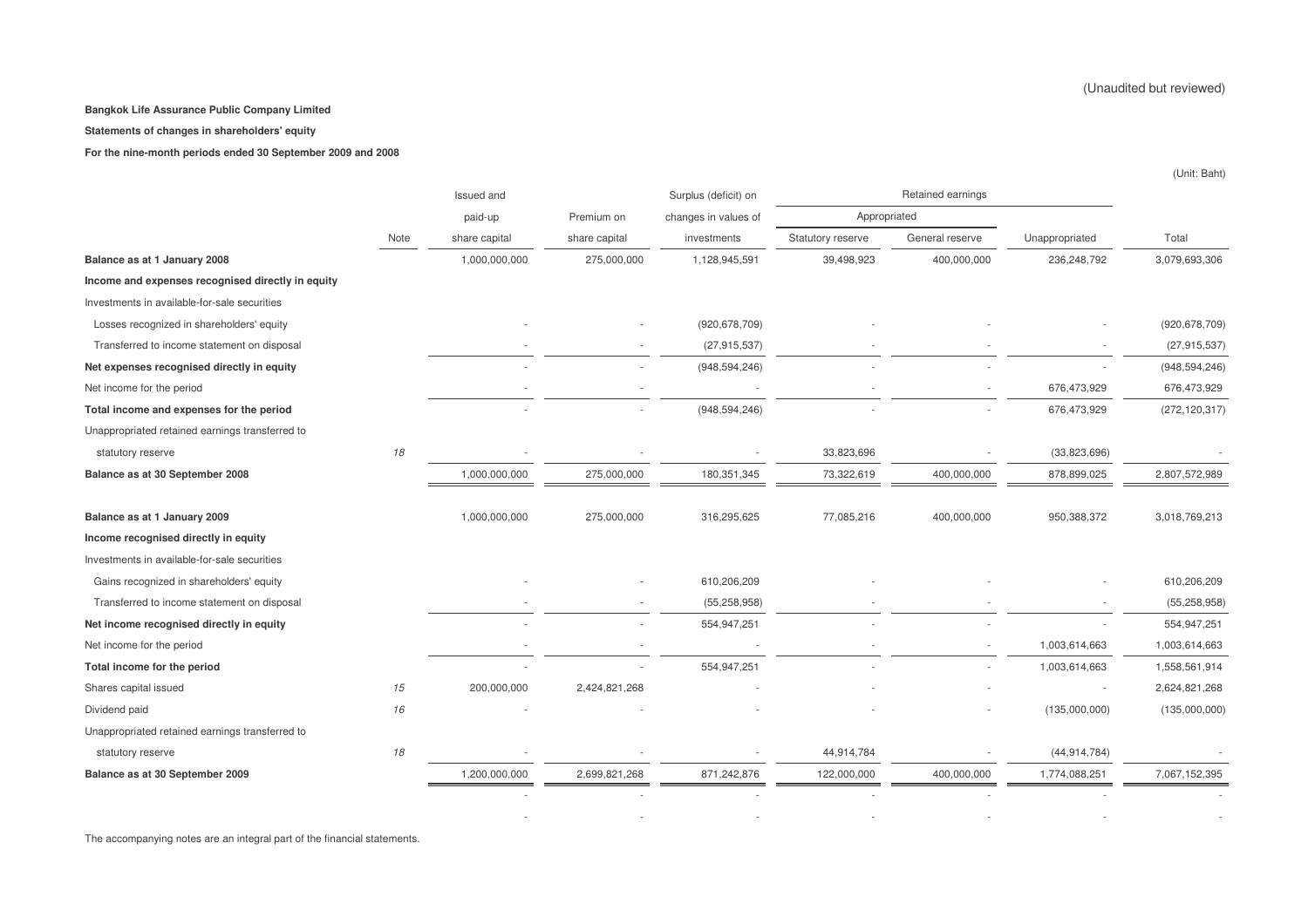(Unaudited but reviewed)

**Bangkok Life Assurance Public Company Limited**

**Statements of changes in shareholders' equity**

**For the nine-month periods ended 30 September 2009 and 2008**

(Unit: Baht)

| | Note | Issued and paid-up share capital | Premium on share capital | Surplus (deficit) on changes in values of investments | Retained earnings | | | Total |
|---|---|---|---|---|---|---|---|---|
| | | | | | Appropriated | | | |
| | | | | | Statutory reserve | General reserve | Unappropriated | |
| **Balance as at 1 January 2008** | | 1,000,000,000 | 275,000,000 | 1,128,945,591 | 39,498,923 | 400,000,000 | 236,248,792 | 3,079,693,306 |
| **Income and expenses recognised directly in equity** | | | | | | | | |
| Investments in available-for-sale securities | | | | | | | | |
| Losses recognized in shareholders' equity | | - | - | (920,678,709) | - | - | - | (920,678,709) |
| Transferred to income statement on disposal | | - | - | (27,915,537) | - | - | - | (27,915,537) |
| **Net expenses recognised directly in equity** | | - | - | (948,594,246) | - | - | - | (948,594,246) |
| Net income for the period | | - | - | - | - | - | 676,473,929 | 676,473,929 |
| **Total income and expenses for the period** | | - | - | (948,594,246) | - | - | 676,473,929 | (272,120,317) |
| Unappropriated retained earnings transferred to statutory reserve | *18* | - | - | - | 33,823,696 | - | (33,823,696) | - |
| **Balance as at 30 September 2008** | | 1,000,000,000 | 275,000,000 | 180,351,345 | 73,322,619 | 400,000,000 | 878,899,025 | 2,807,572,989 |
| | | | | | | | | |
| **Balance as at 1 January 2009** | | 1,000,000,000 | 275,000,000 | 316,295,625 | 77,085,216 | 400,000,000 | 950,388,372 | 3,018,769,213 |
| **Income recognised directly in equity** | | | | | | | | |
| Investments in available-for-sale securities | | | | | | | | |
| Gains recognized in shareholders' equity | | - | - | 610,206,209 | - | - | - | 610,206,209 |
| Transferred to income statement on disposal | | - | - | (55,258,958) | - | - | - | (55,258,958) |
| **Net income recognised directly in equity** | | - | - | 554,947,251 | - | - | - | 554,947,251 |
| Net income for the period | | - | - | - | - | - | 1,003,614,663 | 1,003,614,663 |
| **Total income for the period** | | - | - | 554,947,251 | - | - | 1,003,614,663 | 1,558,561,914 |
| Shares capital issued | *15* | 200,000,000 | 2,424,821,268 | - | - | - | - | 2,624,821,268 |
| Dividend paid | *16* | - | - | - | - | - | (135,000,000) | (135,000,000) |
| Unappropriated retained earnings transferred to statutory reserve | *18* | - | - | - | 44,914,784 | - | (44,914,784) | - |
| **Balance as at 30 September 2009** | | 1,200,000,000 | 2,699,821,268 | 871,242,876 | 122,000,000 | 400,000,000 | 1,774,088,251 | 7,067,152,395 |
| | | - | - | - | - | - | - | - |
| | | - | - | - | - | - | - | - |

The accompanying notes are an integral part of the financial statements.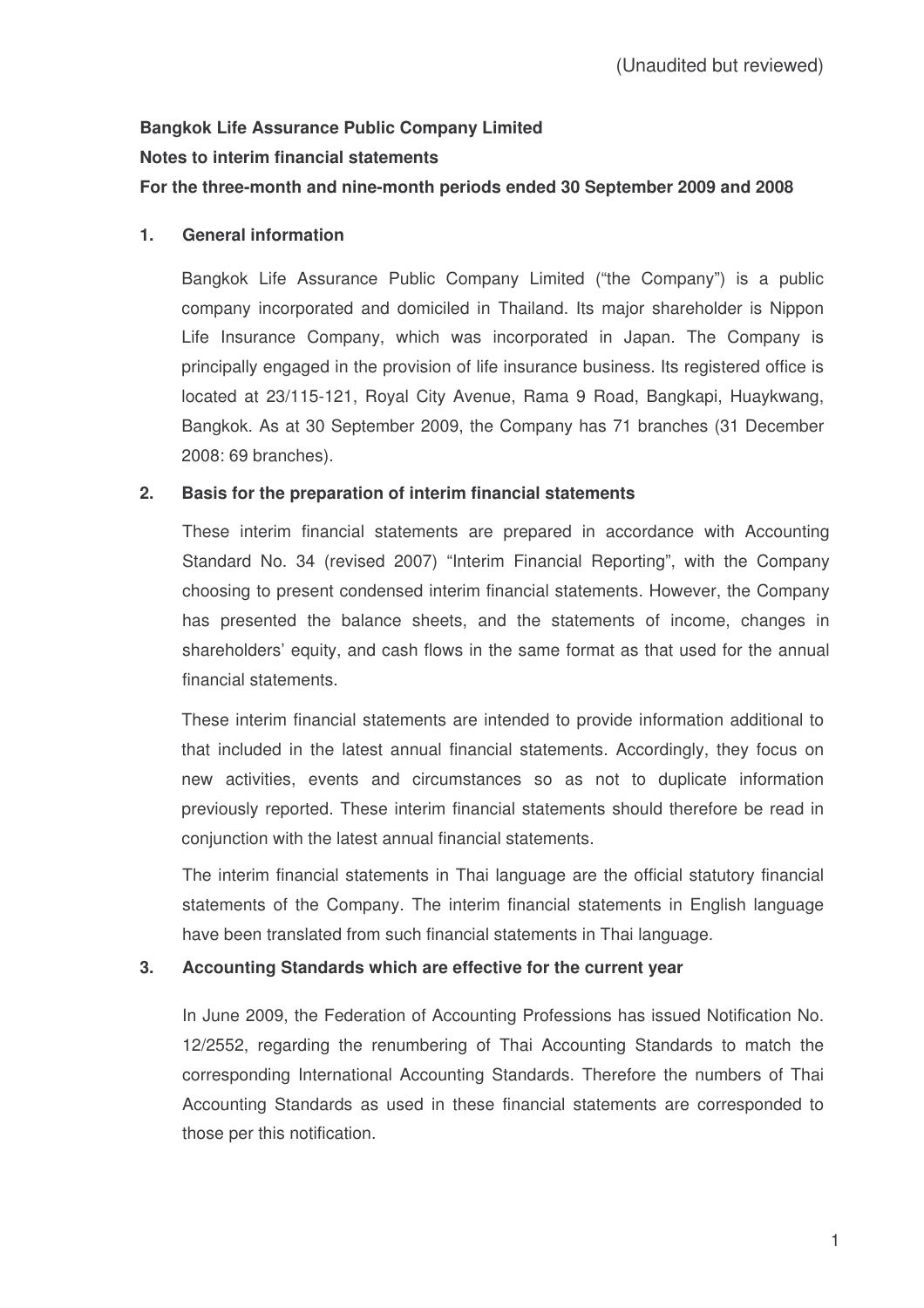(Unaudited but reviewed)

**Bangkok Life Assurance Public Company Limited**

**Notes to interim financial statements**

**For the three-month and nine-month periods ended 30 September 2009 and 2008**

## 1. General information

Bangkok Life Assurance Public Company Limited ("the Company") is a public company incorporated and domiciled in Thailand. Its major shareholder is Nippon Life Insurance Company, which was incorporated in Japan. The Company is principally engaged in the provision of life insurance business. Its registered office is located at 23/115-121, Royal City Avenue, Rama 9 Road, Bangkapi, Huaykwang, Bangkok. As at 30 September 2009, the Company has 71 branches (31 December 2008: 69 branches).

## 2. Basis for the preparation of interim financial statements

These interim financial statements are prepared in accordance with Accounting Standard No. 34 (revised 2007) "Interim Financial Reporting", with the Company choosing to present condensed interim financial statements. However, the Company has presented the balance sheets, and the statements of income, changes in shareholders' equity, and cash flows in the same format as that used for the annual financial statements.

These interim financial statements are intended to provide information additional to that included in the latest annual financial statements. Accordingly, they focus on new activities, events and circumstances so as not to duplicate information previously reported. These interim financial statements should therefore be read in conjunction with the latest annual financial statements.

The interim financial statements in Thai language are the official statutory financial statements of the Company. The interim financial statements in English language have been translated from such financial statements in Thai language.

## 3. Accounting Standards which are effective for the current year

In June 2009, the Federation of Accounting Professions has issued Notification No. 12/2552, regarding the renumbering of Thai Accounting Standards to match the corresponding International Accounting Standards. Therefore the numbers of Thai Accounting Standards as used in these financial statements are corresponded to those per this notification.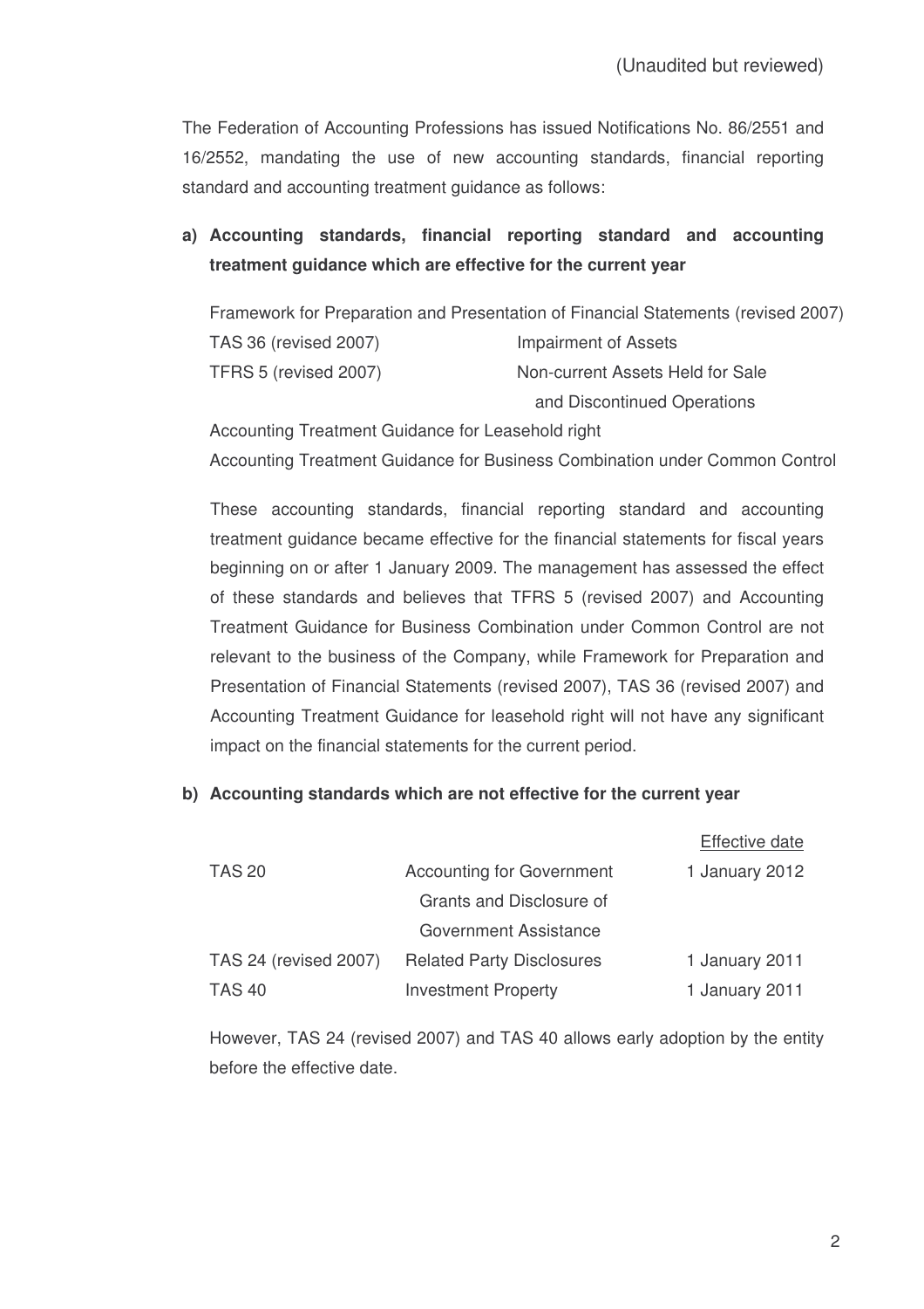(Unaudited but reviewed)

The Federation of Accounting Professions has issued Notifications No. 86/2551 and 16/2552, mandating the use of new accounting standards, financial reporting standard and accounting treatment guidance as follows:

**a) Accounting standards, financial reporting standard and accounting treatment guidance which are effective for the current year**

Framework for Preparation and Presentation of Financial Statements (revised 2007)

| | |
|---|---|
| TAS 36 (revised 2007) | Impairment of Assets |
| TFRS 5 (revised 2007) | Non-current Assets Held for Sale and Discontinued Operations |

Accounting Treatment Guidance for Leasehold right

Accounting Treatment Guidance for Business Combination under Common Control

These accounting standards, financial reporting standard and accounting treatment guidance became effective for the financial statements for fiscal years beginning on or after 1 January 2009. The management has assessed the effect of these standards and believes that TFRS 5 (revised 2007) and Accounting Treatment Guidance for Business Combination under Common Control are not relevant to the business of the Company, while Framework for Preparation and Presentation of Financial Statements (revised 2007), TAS 36 (revised 2007) and Accounting Treatment Guidance for leasehold right will not have any significant impact on the financial statements for the current period.

**b) Accounting standards which are not effective for the current year**

| | | Effective date |
|---|---|---|
| TAS 20 | Accounting for Government Grants and Disclosure of Government Assistance | 1 January 2012 |
| TAS 24 (revised 2007) | Related Party Disclosures | 1 January 2011 |
| TAS 40 | Investment Property | 1 January 2011 |

However, TAS 24 (revised 2007) and TAS 40 allows early adoption by the entity before the effective date.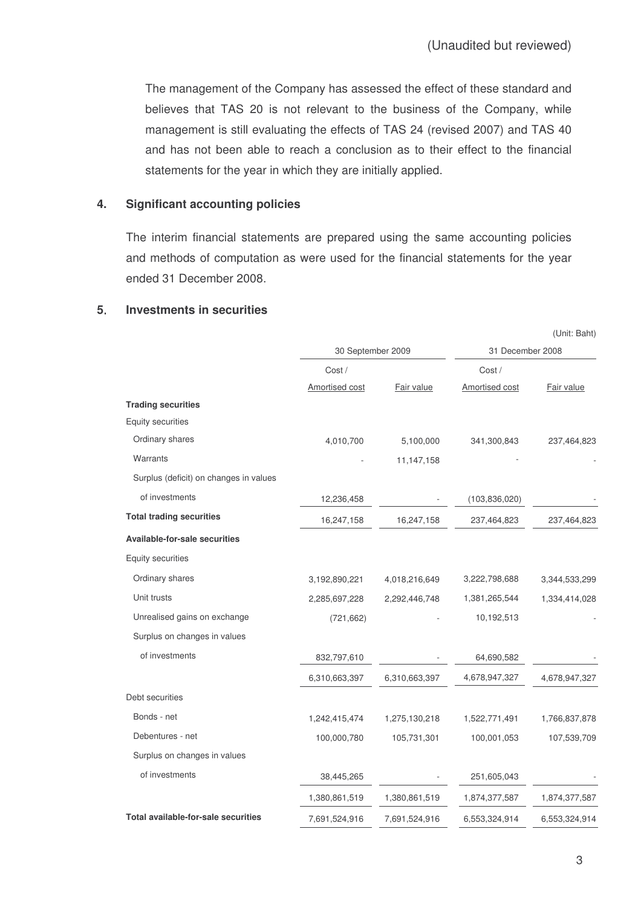The management of the Company has assessed the effect of these standard and believes that TAS 20 is not relevant to the business of the Company, while management is still evaluating the effects of TAS 24 (revised 2007) and TAS 40 and has not been able to reach a conclusion as to their effect to the financial statements for the year in which they are initially applied.

## 4. Significant accounting policies

The interim financial statements are prepared using the same accounting policies and methods of computation as were used for the financial statements for the year ended 31 December 2008.

## 5. Investments in securities

(Unit: Baht)

| | 30 September 2009 | | 31 December 2008 | |
|---|---|---|---|---|
| | Cost / Amortised cost | Fair value | Cost / Amortised cost | Fair value |
| **Trading securities** | | | | |
| Equity securities | | | | |
| Ordinary shares | 4,010,700 | 5,100,000 | 341,300,843 | 237,464,823 |
| Warrants | - | 11,147,158 | - | - |
| Surplus (deficit) on changes in values of investments | 12,236,458 | - | (103,836,020) | - |
| **Total trading securities** | 16,247,158 | 16,247,158 | 237,464,823 | 237,464,823 |
| **Available-for-sale securities** | | | | |
| Equity securities | | | | |
| Ordinary shares | 3,192,890,221 | 4,018,216,649 | 3,222,798,688 | 3,344,533,299 |
| Unit trusts | 2,285,697,228 | 2,292,446,748 | 1,381,265,544 | 1,334,414,028 |
| Unrealised gains on exchange | (721,662) | - | 10,192,513 | - |
| Surplus on changes in values of investments | 832,797,610 | - | 64,690,582 | - |
| | 6,310,663,397 | 6,310,663,397 | 4,678,947,327 | 4,678,947,327 |
| Debt securities | | | | |
| Bonds - net | 1,242,415,474 | 1,275,130,218 | 1,522,771,491 | 1,766,837,878 |
| Debentures - net | 100,000,780 | 105,731,301 | 100,001,053 | 107,539,709 |
| Surplus on changes in values of investments | 38,445,265 | - | 251,605,043 | - |
| | 1,380,861,519 | 1,380,861,519 | 1,874,377,587 | 1,874,377,587 |
| **Total available-for-sale securities** | 7,691,524,916 | 7,691,524,916 | 6,553,324,914 | 6,553,324,914 |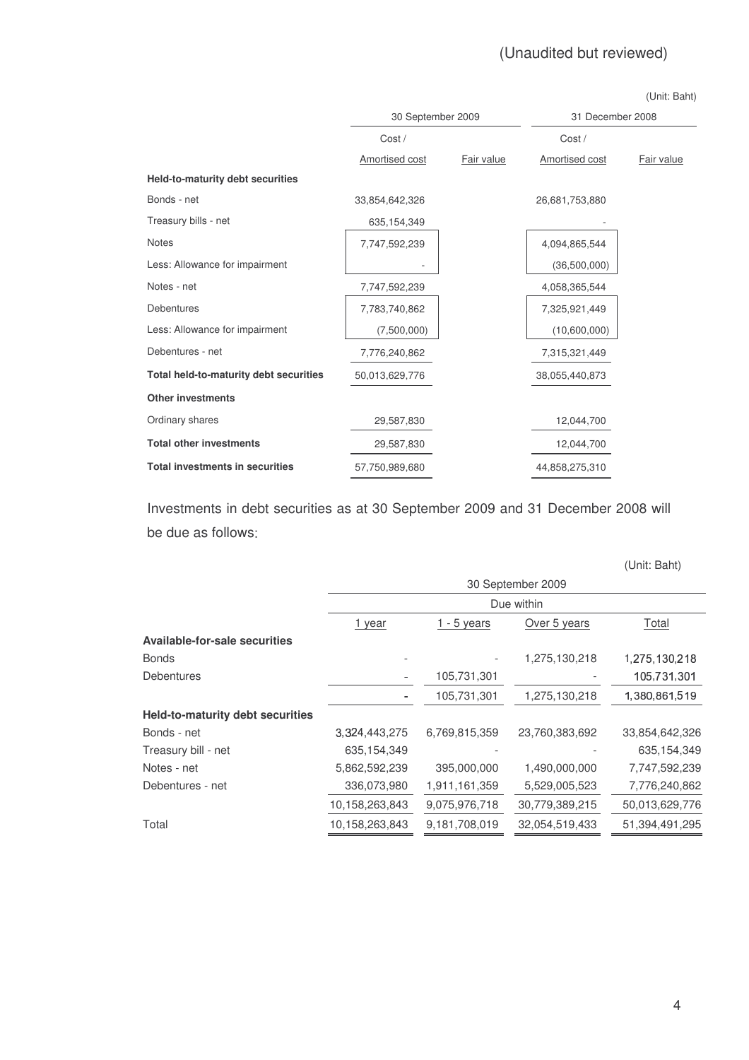(Unaudited but reviewed)

(Unit: Baht)

| | 30 September 2009 | | 31 December 2008 | |
|---|---|---|---|---|
| | Cost / Amortised cost | Fair value | Cost / Amortised cost | Fair value |
| **Held-to-maturity debt securities** | | | | |
| Bonds - net | 33,854,642,326 | | 26,681,753,880 | |
| Treasury bills - net | 635,154,349 | | - | |
| Notes | 7,747,592,239 | | 4,094,865,544 | |
| Less: Allowance for impairment | - | | (36,500,000) | |
| Notes - net | 7,747,592,239 | | 4,058,365,544 | |
| Debentures | 7,783,740,862 | | 7,325,921,449 | |
| Less: Allowance for impairment | (7,500,000) | | (10,600,000) | |
| Debentures - net | 7,776,240,862 | | 7,315,321,449 | |
| **Total held-to-maturity debt securities** | 50,013,629,776 | | 38,055,440,873 | |
| **Other investments** | | | | |
| Ordinary shares | 29,587,830 | | 12,044,700 | |
| **Total other investments** | 29,587,830 | | 12,044,700 | |
| **Total investments in securities** | 57,750,989,680 | | 44,858,275,310 | |

Investments in debt securities as at 30 September 2009 and 31 December 2008 will be due as follows:

(Unit: Baht)

| | 30 September 2009 | | | |
|---|---|---|---|---|
| | Due within | | | |
| | 1 year | 1 - 5 years | Over 5 years | Total |
| **Available-for-sale securities** | | | | |
| Bonds | - | - | 1,275,130,218 | 1,275,130,218 |
| Debentures | - | 105,731,301 | - | 105,731,301 |
| | - | 105,731,301 | 1,275,130,218 | 1,380,861,519 |
| **Held-to-maturity debt securities** | | | | |
| Bonds - net | 3,324,443,275 | 6,769,815,359 | 23,760,383,692 | 33,854,642,326 |
| Treasury bill - net | 635,154,349 | - | - | 635,154,349 |
| Notes - net | 5,862,592,239 | 395,000,000 | 1,490,000,000 | 7,747,592,239 |
| Debentures - net | 336,073,980 | 1,911,161,359 | 5,529,005,523 | 7,776,240,862 |
| | 10,158,263,843 | 9,075,976,718 | 30,779,389,215 | 50,013,629,776 |
| Total | 10,158,263,843 | 9,181,708,019 | 32,054,519,433 | 51,394,491,295 |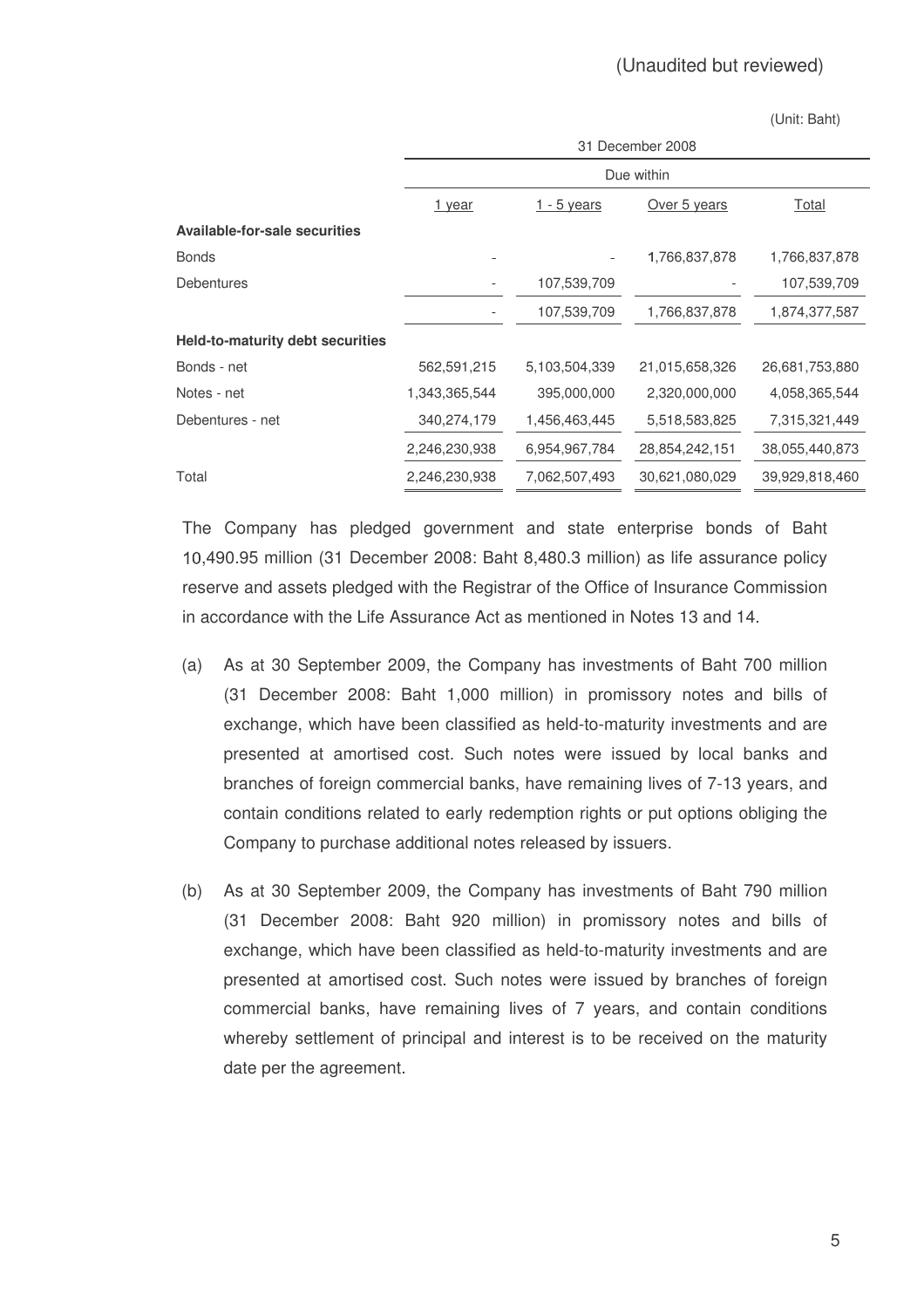(Unaudited but reviewed)

(Unit: Baht)

| | 31 December 2008 | | | |
|---|---|---|---|---|
| | Due within | | | |
| | 1 year | 1 - 5 years | Over 5 years | Total |
| **Available-for-sale securities** | | | | |
| Bonds | - | - | 1,766,837,878 | 1,766,837,878 |
| Debentures | - | 107,539,709 | - | 107,539,709 |
| | - | 107,539,709 | 1,766,837,878 | 1,874,377,587 |
| **Held-to-maturity debt securities** | | | | |
| Bonds - net | 562,591,215 | 5,103,504,339 | 21,015,658,326 | 26,681,753,880 |
| Notes - net | 1,343,365,544 | 395,000,000 | 2,320,000,000 | 4,058,365,544 |
| Debentures - net | 340,274,179 | 1,456,463,445 | 5,518,583,825 | 7,315,321,449 |
| | 2,246,230,938 | 6,954,967,784 | 28,854,242,151 | 38,055,440,873 |
| Total | 2,246,230,938 | 7,062,507,493 | 30,621,080,029 | 39,929,818,460 |

The Company has pledged government and state enterprise bonds of Baht 10,490.95 million (31 December 2008: Baht 8,480.3 million) as life assurance policy reserve and assets pledged with the Registrar of the Office of Insurance Commission in accordance with the Life Assurance Act as mentioned in Notes 13 and 14.

(a) As at 30 September 2009, the Company has investments of Baht 700 million (31 December 2008: Baht 1,000 million) in promissory notes and bills of exchange, which have been classified as held-to-maturity investments and are presented at amortised cost. Such notes were issued by local banks and branches of foreign commercial banks, have remaining lives of 7-13 years, and contain conditions related to early redemption rights or put options obliging the Company to purchase additional notes released by issuers.

(b) As at 30 September 2009, the Company has investments of Baht 790 million (31 December 2008: Baht 920 million) in promissory notes and bills of exchange, which have been classified as held-to-maturity investments and are presented at amortised cost. Such notes were issued by branches of foreign commercial banks, have remaining lives of 7 years, and contain conditions whereby settlement of principal and interest is to be received on the maturity date per the agreement.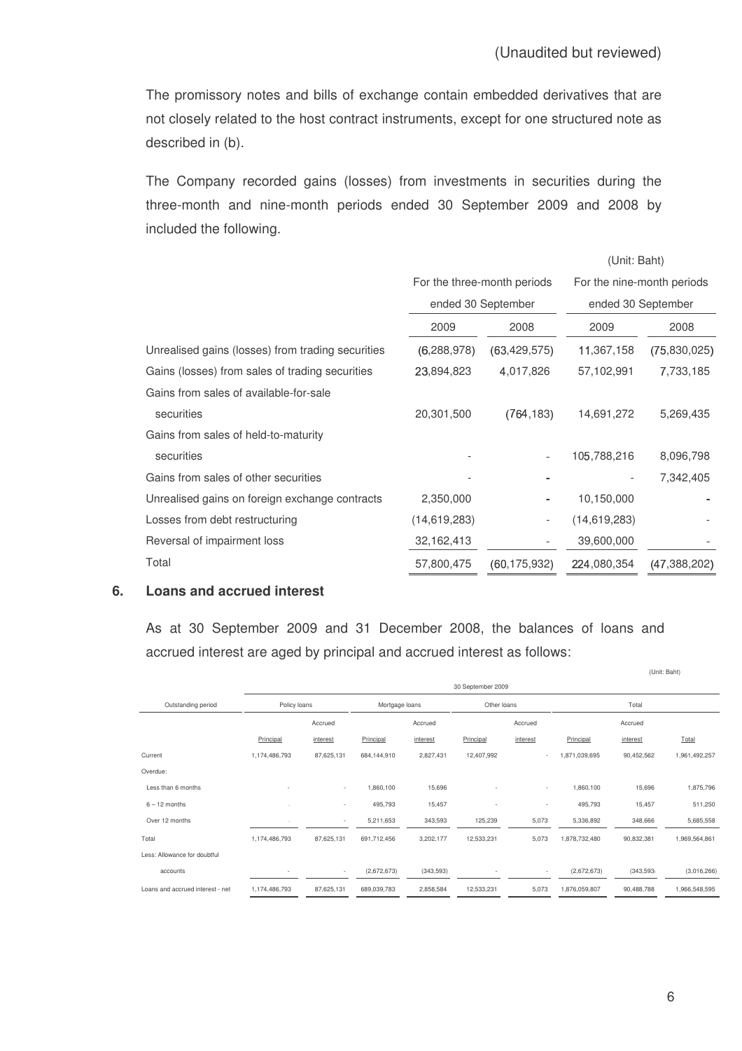(Unaudited but reviewed)

The promissory notes and bills of exchange contain embedded derivatives that are not closely related to the host contract instruments, except for one structured note as described in (b).

The Company recorded gains (losses) from investments in securities during the three-month and nine-month periods ended 30 September 2009 and 2008 by included the following.

(Unit: Baht)

| | For the three-month periods ended 30 September | | For the nine-month periods ended 30 September | |
|---|---|---|---|---|
| | 2009 | 2008 | 2009 | 2008 |
| Unrealised gains (losses) from trading securities | (6,288,978) | (63,429,575) | 11,367,158 | (75,830,025) |
| Gains (losses) from sales of trading securities | 23,894,823 | 4,017,826 | 57,102,991 | 7,733,185 |
| Gains from sales of available-for-sale securities | 20,301,500 | (764,183) | 14,691,272 | 5,269,435 |
| Gains from sales of held-to-maturity securities | - | - | 105,788,216 | 8,096,798 |
| Gains from sales of other securities | - | - | - | 7,342,405 |
| Unrealised gains on foreign exchange contracts | 2,350,000 | - | 10,150,000 | - |
| Losses from debt restructuring | (14,619,283) | - | (14,619,283) | - |
| Reversal of impairment loss | 32,162,413 | - | 39,600,000 | - |
| Total | 57,800,475 | (60,175,932) | 224,080,354 | (47,388,202) |

## 6. Loans and accrued interest

As at 30 September 2009 and 31 December 2008, the balances of loans and accrued interest are aged by principal and accrued interest as follows:

(Unit: Baht)

| | 30 September 2009 | | | | | | | | |
|---|---|---|---|---|---|---|---|---|---|
| Outstanding period | Policy loans | | Mortgage loans | | Other loans | | Total | | |
| | Principal | Accrued interest | Principal | Accrued interest | Principal | Accrued interest | Principal | Accrued interest | Total |
| Current | 1,174,486,793 | 87,625,131 | 684,144,910 | 2,827,431 | 12,407,992 | - | 1,871,039,695 | 90,452,562 | 1,961,492,257 |
| Overdue: | | | | | | | | | |
| Less than 6 months | - | - | 1,860,100 | 15,696 | - | - | 1,860,100 | 15,696 | 1,875,796 |
| 6 – 12 months | - | - | 495,793 | 15,457 | - | - | 495,793 | 15,457 | 511,250 |
| Over 12 months | - | - | 5,211,653 | 343,593 | 125,239 | 5,073 | 5,336,892 | 348,666 | 5,685,558 |
| Total | 1,174,486,793 | 87,625,131 | 691,712,456 | 3,202,177 | 12,533,231 | 5,073 | 1,878,732,480 | 90,832,381 | 1,969,564,861 |
| Less: Allowance for doubtful accounts | - | - | (2,672,673) | (343,593) | - | - | (2,672,673) | (343,593) | (3,016,266) |
| Loans and accrued interest - net | 1,174,486,793 | 87,625,131 | 689,039,783 | 2,858,584 | 12,533,231 | 5,073 | 1,876,059,807 | 90,488,788 | 1,966,548,595 |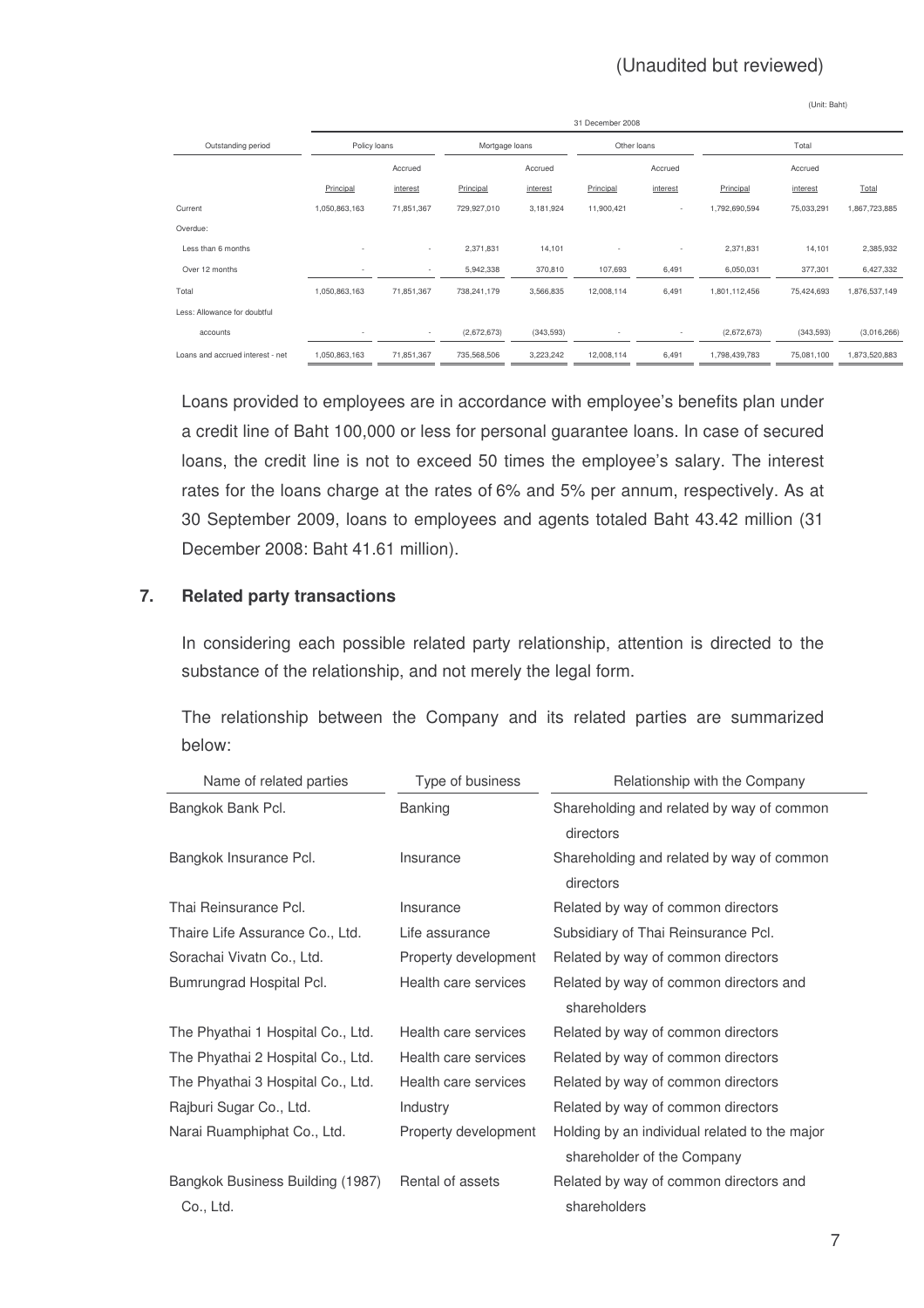(Unaudited but reviewed)

(Unit: Baht)

| | 31 December 2008 | | | | | | | | |
|---|---|---|---|---|---|---|---|---|---|
| Outstanding period | Policy loans | | Mortgage loans | | Other loans | | Total | | |
| | Principal | Accrued interest | Principal | Accrued interest | Principal | Accrued interest | Principal | Accrued interest | Total |
| Current | 1,050,863,163 | 71,851,367 | 729,927,010 | 3,181,924 | 11,900,421 | - | 1,792,690,594 | 75,033,291 | 1,867,723,885 |
| Overdue: | | | | | | | | | |
| Less than 6 months | - | - | 2,371,831 | 14,101 | - | - | 2,371,831 | 14,101 | 2,385,932 |
| Over 12 months | - | - | 5,942,338 | 370,810 | 107,693 | 6,491 | 6,050,031 | 377,301 | 6,427,332 |
| Total | 1,050,863,163 | 71,851,367 | 738,241,179 | 3,566,835 | 12,008,114 | 6,491 | 1,801,112,456 | 75,424,693 | 1,876,537,149 |
| Less: Allowance for doubtful accounts | - | - | (2,672,673) | (343,593) | - | - | (2,672,673) | (343,593) | (3,016,266) |
| Loans and accrued interest - net | 1,050,863,163 | 71,851,367 | 735,568,506 | 3,223,242 | 12,008,114 | 6,491 | 1,798,439,783 | 75,081,100 | 1,873,520,883 |

Loans provided to employees are in accordance with employee's benefits plan under a credit line of Baht 100,000 or less for personal guarantee loans. In case of secured loans, the credit line is not to exceed 50 times the employee's salary. The interest rates for the loans charge at the rates of 6% and 5% per annum, respectively. As at 30 September 2009, loans to employees and agents totaled Baht 43.42 million (31 December 2008: Baht 41.61 million).

## 7. Related party transactions

In considering each possible related party relationship, attention is directed to the substance of the relationship, and not merely the legal form.

The relationship between the Company and its related parties are summarized below:

| Name of related parties | Type of business | Relationship with the Company |
|---|---|---|
| Bangkok Bank Pcl. | Banking | Shareholding and related by way of common directors |
| Bangkok Insurance Pcl. | Insurance | Shareholding and related by way of common directors |
| Thai Reinsurance Pcl. | Insurance | Related by way of common directors |
| Thaire Life Assurance Co., Ltd. | Life assurance | Subsidiary of Thai Reinsurance Pcl. |
| Sorachai Vivatn Co., Ltd. | Property development | Related by way of common directors |
| Bumrungrad Hospital Pcl. | Health care services | Related by way of common directors and shareholders |
| The Phyathai 1 Hospital Co., Ltd. | Health care services | Related by way of common directors |
| The Phyathai 2 Hospital Co., Ltd. | Health care services | Related by way of common directors |
| The Phyathai 3 Hospital Co., Ltd. | Health care services | Related by way of common directors |
| Rajburi Sugar Co., Ltd. | Industry | Related by way of common directors |
| Narai Ruamphiphat Co., Ltd. | Property development | Holding by an individual related to the major shareholder of the Company |
| Bangkok Business Building (1987) Co., Ltd. | Rental of assets | Related by way of common directors and shareholders |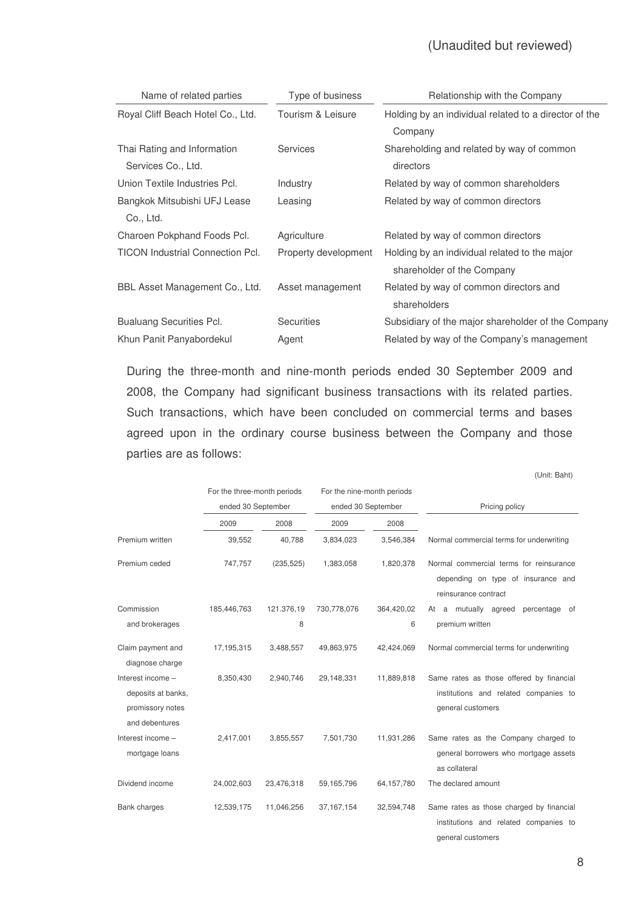(Unaudited but reviewed)

| Name of related parties | Type of business | Relationship with the Company |
|---|---|---|
| Royal Cliff Beach Hotel Co., Ltd. | Tourism & Leisure | Holding by an individual related to a director of the Company |
| Thai Rating and Information Services Co., Ltd. | Services | Shareholding and related by way of common directors |
| Union Textile Industries Pcl. | Industry | Related by way of common shareholders |
| Bangkok Mitsubishi UFJ Lease Co., Ltd. | Leasing | Related by way of common directors |
| Charoen Pokphand Foods Pcl. | Agriculture | Related by way of common directors |
| TICON Industrial Connection Pcl. | Property development | Holding by an individual related to the major shareholder of the Company |
| BBL Asset Management Co., Ltd. | Asset management | Related by way of common directors and shareholders |
| Bualuang Securities Pcl. | Securities | Subsidiary of the major shareholder of the Company |
| Khun Panit Panyabordekul | Agent | Related by way of the Company's management |

During the three-month and nine-month periods ended 30 September 2009 and 2008, the Company had significant business transactions with its related parties. Such transactions, which have been concluded on commercial terms and bases agreed upon in the ordinary course business between the Company and those parties are as follows:

(Unit: Baht)

| | For the three-month periods ended 30 September | | For the nine-month periods ended 30 September | | Pricing policy |
|---|---|---|---|---|---|
| | 2009 | 2008 | 2009 | 2008 | |
| Premium written | 39,552 | 40,788 | 3,834,023 | 3,546,384 | Normal commercial terms for underwriting |
| Premium ceded | 747,757 | (235,525) | 1,383,058 | 1,820,378 | Normal commercial terms for reinsurance depending on type of insurance and reinsurance contract |
| Commission and brokerages | 185,446,763 | 121,376,198 | 730,778,076 | 364,420,026 | At a mutually agreed percentage of premium written |
| Claim payment and diagnose charge | 17,195,315 | 3,488,557 | 49,863,975 | 42,424,069 | Normal commercial terms for underwriting |
| Interest income – deposits at banks, promissory notes and debentures | 8,350,430 | 2,940,746 | 29,148,331 | 11,889,818 | Same rates as those offered by financial institutions and related companies to general customers |
| Interest income – mortgage loans | 2,417,001 | 3,855,557 | 7,501,730 | 11,931,286 | Same rates as the Company charged to general borrowers who mortgage assets as collateral |
| Dividend income | 24,002,603 | 23,476,318 | 59,165,796 | 64,157,780 | The declared amount |
| Bank charges | 12,539,175 | 11,046,256 | 37,167,154 | 32,594,748 | Same rates as those charged by financial institutions and related companies to general customers |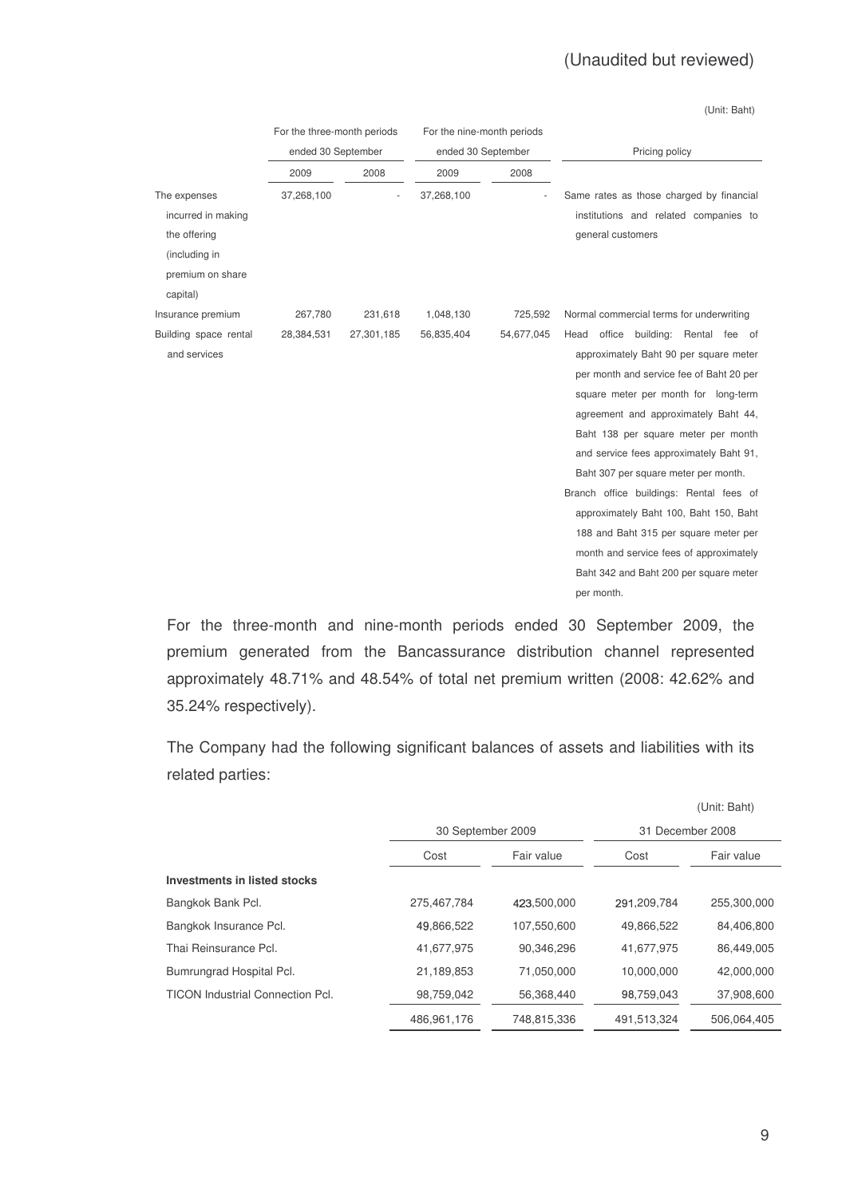(Unaudited but reviewed)

(Unit: Baht)

| | For the three-month periods ended 30 September | | For the nine-month periods ended 30 September | | Pricing policy |
|---|---|---|---|---|---|
| | 2009 | 2008 | 2009 | 2008 | |
| The expenses incurred in making the offering (including in premium on share capital) | 37,268,100 | - | 37,268,100 | - | Same rates as those charged by financial institutions and related companies to general customers |
| Insurance premium | 267,780 | 231,618 | 1,048,130 | 725,592 | Normal commercial terms for underwriting |
| Building space rental and services | 28,384,531 | 27,301,185 | 56,835,404 | 54,677,045 | Head office building: Rental fee of approximately Baht 90 per square meter per month and service fee of Baht 20 per square meter per month for long-term agreement and approximately Baht 44, Baht 138 per square meter per month and service fees approximately Baht 91, Baht 307 per square meter per month. Branch office buildings: Rental fees of approximately Baht 100, Baht 150, Baht 188 and Baht 315 per square meter per month and service fees of approximately Baht 342 and Baht 200 per square meter per month. |

For the three-month and nine-month periods ended 30 September 2009, the premium generated from the Bancassurance distribution channel represented approximately 48.71% and 48.54% of total net premium written (2008: 42.62% and 35.24% respectively).

The Company had the following significant balances of assets and liabilities with its related parties:

(Unit: Baht)

| | 30 September 2009 | | 31 December 2008 | |
|---|---|---|---|---|
| | Cost | Fair value | Cost | Fair value |
| **Investments in listed stocks** | | | | |
| Bangkok Bank Pcl. | 275,467,784 | 423,500,000 | 291,209,784 | 255,300,000 |
| Bangkok Insurance Pcl. | 49,866,522 | 107,550,600 | 49,866,522 | 84,406,800 |
| Thai Reinsurance Pcl. | 41,677,975 | 90,346,296 | 41,677,975 | 86,449,005 |
| Bumrungrad Hospital Pcl. | 21,189,853 | 71,050,000 | 10,000,000 | 42,000,000 |
| TICON Industrial Connection Pcl. | 98,759,042 | 56,368,440 | 98,759,043 | 37,908,600 |
| | 486,961,176 | 748,815,336 | 491,513,324 | 506,064,405 |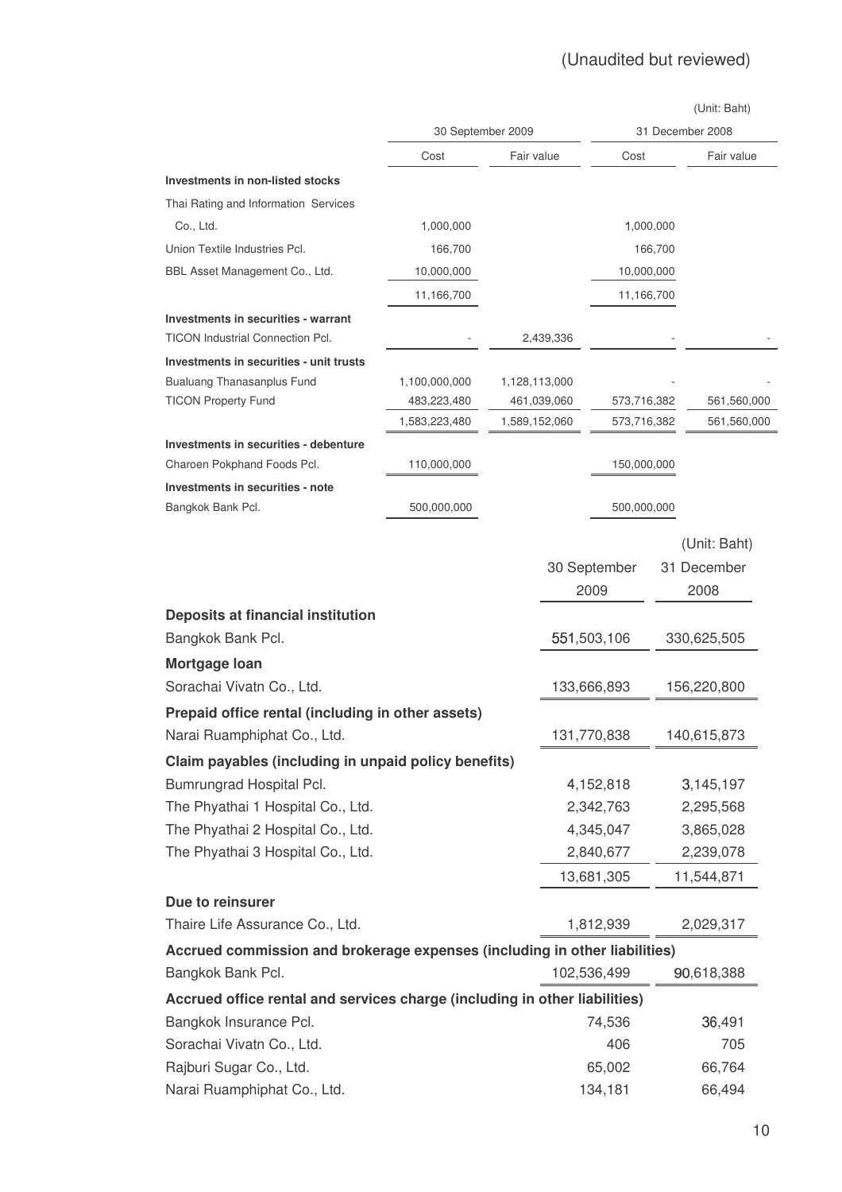(Unaudited but reviewed)

(Unit: Baht)

| | 30 September 2009 | | 31 December 2008 | |
|---|---|---|---|---|
| | Cost | Fair value | Cost | Fair value |
| **Investments in non-listed stocks** | | | | |
| Thai Rating and Information Services Co., Ltd. | 1,000,000 | | 1,000,000 | |
| Union Textile Industries Pcl. | 166,700 | | 166,700 | |
| BBL Asset Management Co., Ltd. | 10,000,000 | | 10,000,000 | |
| | 11,166,700 | | 11,166,700 | |
| **Investments in securities - warrant** | | | | |
| TICON Industrial Connection Pcl. | - | 2,439,336 | - | - |
| **Investments in securities - unit trusts** | | | | |
| Bualuang Thanasanplus Fund | 1,100,000,000 | 1,128,113,000 | - | - |
| TICON Property Fund | 483,223,480 | 461,039,060 | 573,716,382 | 561,560,000 |
| | 1,583,223,480 | 1,589,152,060 | 573,716,382 | 561,560,000 |
| **Investments in securities - debenture** | | | | |
| Charoen Pokphand Foods Pcl. | 110,000,000 | | 150,000,000 | |
| **Investments in securities - note** | | | | |
| Bangkok Bank Pcl. | 500,000,000 | | 500,000,000 | |

(Unit: Baht)

| | 30 September 2009 | 31 December 2008 |
|---|---|---|
| **Deposits at financial institution** | | |
| Bangkok Bank Pcl. | 551,503,106 | 330,625,505 |
| **Mortgage loan** | | |
| Sorachai Vivatn Co., Ltd. | 133,666,893 | 156,220,800 |
| **Prepaid office rental (including in other assets)** | | |
| Narai Ruamphiphat Co., Ltd. | 131,770,838 | 140,615,873 |
| **Claim payables (including in unpaid policy benefits)** | | |
| Bumrungrad Hospital Pcl. | 4,152,818 | 3,145,197 |
| The Phyathai 1 Hospital Co., Ltd. | 2,342,763 | 2,295,568 |
| The Phyathai 2 Hospital Co., Ltd. | 4,345,047 | 3,865,028 |
| The Phyathai 3 Hospital Co., Ltd. | 2,840,677 | 2,239,078 |
| | 13,681,305 | 11,544,871 |
| **Due to reinsurer** | | |
| Thaire Life Assurance Co., Ltd. | 1,812,939 | 2,029,317 |
| **Accrued commission and brokerage expenses (including in other liabilities)** | | |
| Bangkok Bank Pcl. | 102,536,499 | 90,618,388 |
| **Accrued office rental and services charge (including in other liabilities)** | | |
| Bangkok Insurance Pcl. | 74,536 | 36,491 |
| Sorachai Vivatn Co., Ltd. | 406 | 705 |
| Rajburi Sugar Co., Ltd. | 65,002 | 66,764 |
| Narai Ruamphiphat Co., Ltd. | 134,181 | 66,494 |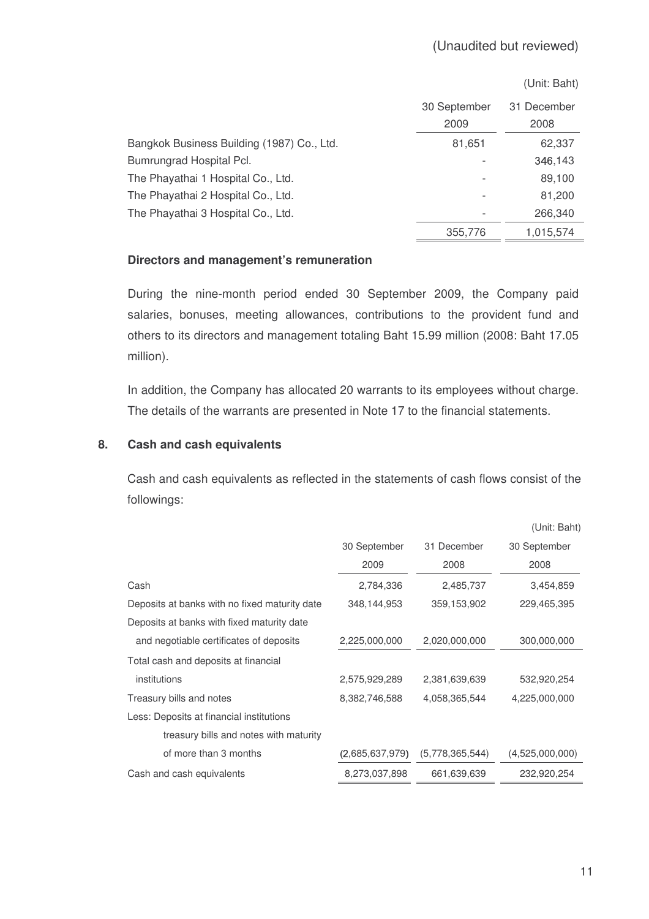(Unaudited but reviewed)

(Unit: Baht)

| | 30 September 2009 | 31 December 2008 |
|---|---|---|
| Bangkok Business Building (1987) Co., Ltd. | 81,651 | 62,337 |
| Bumrungrad Hospital Pcl. | - | 346,143 |
| The Phayathai 1 Hospital Co., Ltd. | - | 89,100 |
| The Phayathai 2 Hospital Co., Ltd. | - | 81,200 |
| The Phayathai 3 Hospital Co., Ltd. | - | 266,340 |
| | 355,776 | 1,015,574 |

**Directors and management's remuneration**

During the nine-month period ended 30 September 2009, the Company paid salaries, bonuses, meeting allowances, contributions to the provident fund and others to its directors and management totaling Baht 15.99 million (2008: Baht 17.05 million).

In addition, the Company has allocated 20 warrants to its employees without charge. The details of the warrants are presented in Note 17 to the financial statements.

## 8. Cash and cash equivalents

Cash and cash equivalents as reflected in the statements of cash flows consist of the followings:

(Unit: Baht)

| | 30 September 2009 | 31 December 2008 | 30 September 2008 |
|---|---|---|---|
| Cash | 2,784,336 | 2,485,737 | 3,454,859 |
| Deposits at banks with no fixed maturity date | 348,144,953 | 359,153,902 | 229,465,395 |
| Deposits at banks with fixed maturity date and negotiable certificates of deposits | 2,225,000,000 | 2,020,000,000 | 300,000,000 |
| Total cash and deposits at financial institutions | 2,575,929,289 | 2,381,639,639 | 532,920,254 |
| Treasury bills and notes | 8,382,746,588 | 4,058,365,544 | 4,225,000,000 |
| Less: Deposits at financial institutions treasury bills and notes with maturity of more than 3 months | (2,685,637,979) | (5,778,365,544) | (4,525,000,000) |
| Cash and cash equivalents | 8,273,037,898 | 661,639,639 | 232,920,254 |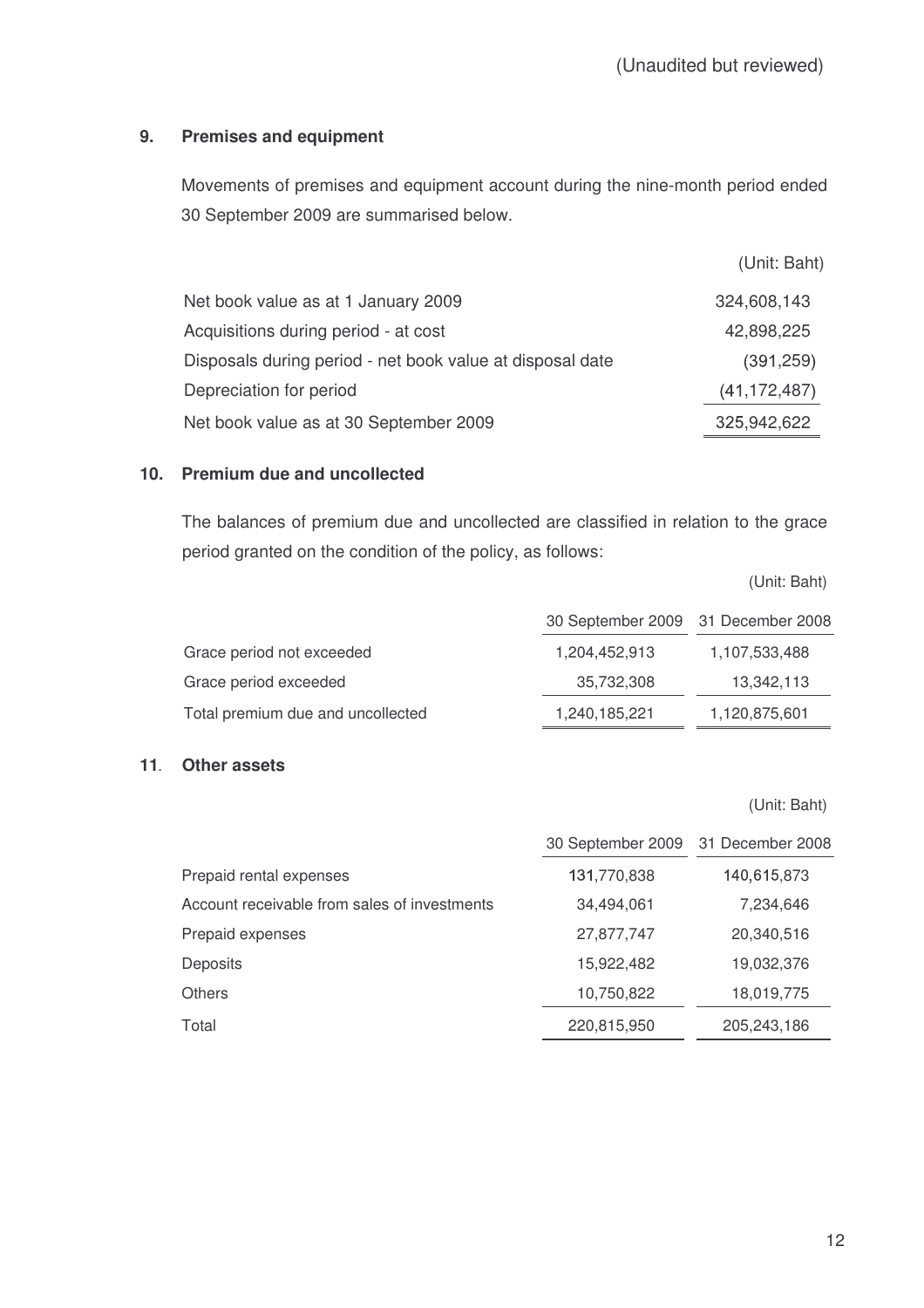(Unaudited but reviewed)

## 9. Premises and equipment

Movements of premises and equipment account during the nine-month period ended 30 September 2009 are summarised below.

| | (Unit: Baht) |
|---|---|
| Net book value as at 1 January 2009 | 324,608,143 |
| Acquisitions during period - at cost | 42,898,225 |
| Disposals during period - net book value at disposal date | (391,259) |
| Depreciation for period | (41,172,487) |
| Net book value as at 30 September 2009 | 325,942,622 |

## 10. Premium due and uncollected

The balances of premium due and uncollected are classified in relation to the grace period granted on the condition of the policy, as follows:

(Unit: Baht)

| | 30 September 2009 | 31 December 2008 |
|---|---|---|
| Grace period not exceeded | 1,204,452,913 | 1,107,533,488 |
| Grace period exceeded | 35,732,308 | 13,342,113 |
| Total premium due and uncollected | 1,240,185,221 | 1,120,875,601 |

## 11. Other assets

(Unit: Baht)

| | 30 September 2009 | 31 December 2008 |
|---|---|---|
| Prepaid rental expenses | 131,770,838 | 140,615,873 |
| Account receivable from sales of investments | 34,494,061 | 7,234,646 |
| Prepaid expenses | 27,877,747 | 20,340,516 |
| Deposits | 15,922,482 | 19,032,376 |
| Others | 10,750,822 | 18,019,775 |
| Total | 220,815,950 | 205,243,186 |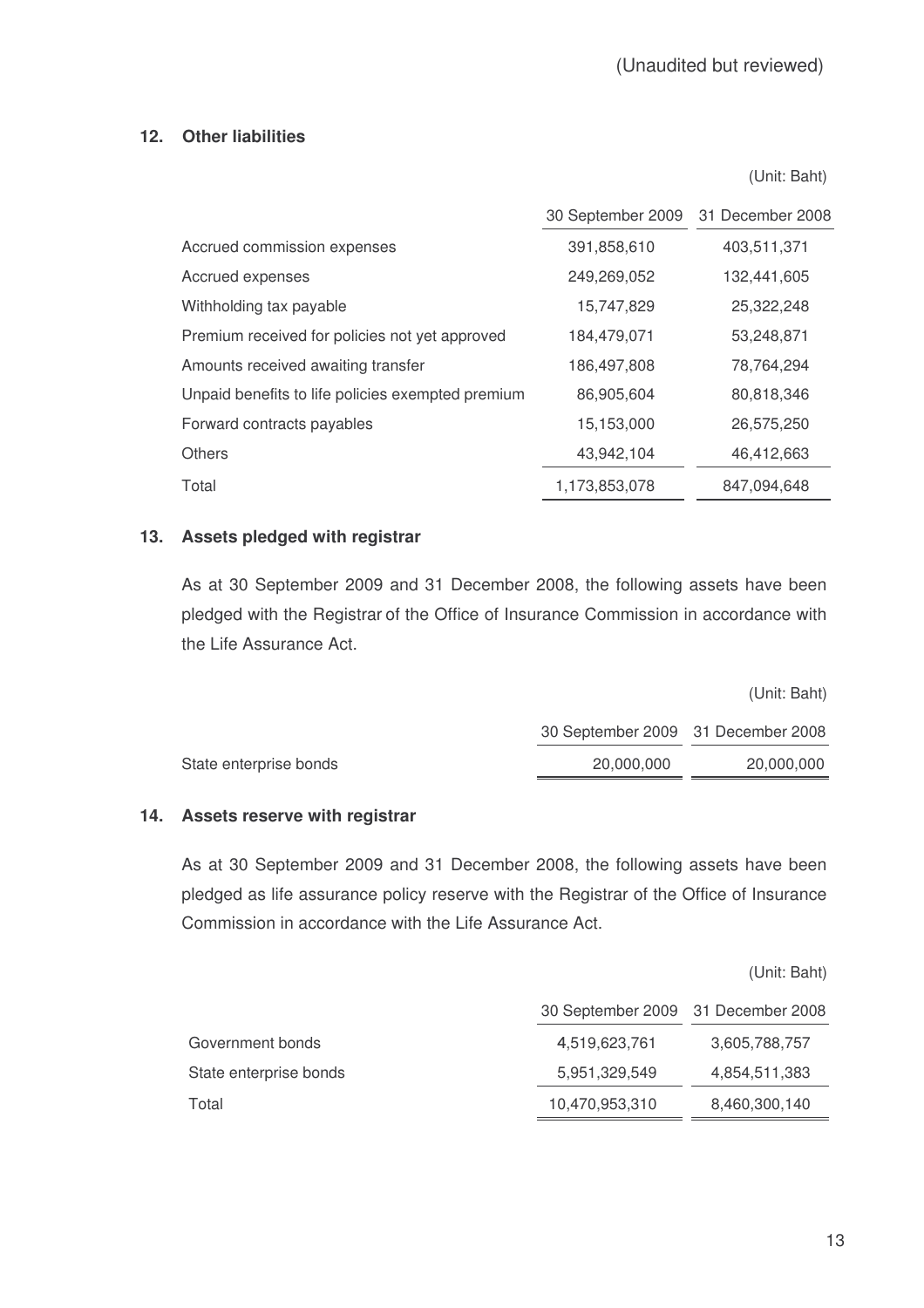(Unaudited but reviewed)

## 12. Other liabilities

(Unit: Baht)

| | 30 September 2009 | 31 December 2008 |
|---|---|---|
| Accrued commission expenses | 391,858,610 | 403,511,371 |
| Accrued expenses | 249,269,052 | 132,441,605 |
| Withholding tax payable | 15,747,829 | 25,322,248 |
| Premium received for policies not yet approved | 184,479,071 | 53,248,871 |
| Amounts received awaiting transfer | 186,497,808 | 78,764,294 |
| Unpaid benefits to life policies exempted premium | 86,905,604 | 80,818,346 |
| Forward contracts payables | 15,153,000 | 26,575,250 |
| Others | 43,942,104 | 46,412,663 |
| Total | 1,173,853,078 | 847,094,648 |

## 13. Assets pledged with registrar

As at 30 September 2009 and 31 December 2008, the following assets have been pledged with the Registrar of the Office of Insurance Commission in accordance with the Life Assurance Act.

(Unit: Baht)

| | 30 September 2009 | 31 December 2008 |
|---|---|---|
| State enterprise bonds | 20,000,000 | 20,000,000 |

## 14. Assets reserve with registrar

As at 30 September 2009 and 31 December 2008, the following assets have been pledged as life assurance policy reserve with the Registrar of the Office of Insurance Commission in accordance with the Life Assurance Act.

(Unit: Baht)

| | 30 September 2009 | 31 December 2008 |
|---|---|---|
| Government bonds | 4,519,623,761 | 3,605,788,757 |
| State enterprise bonds | 5,951,329,549 | 4,854,511,383 |
| Total | 10,470,953,310 | 8,460,300,140 |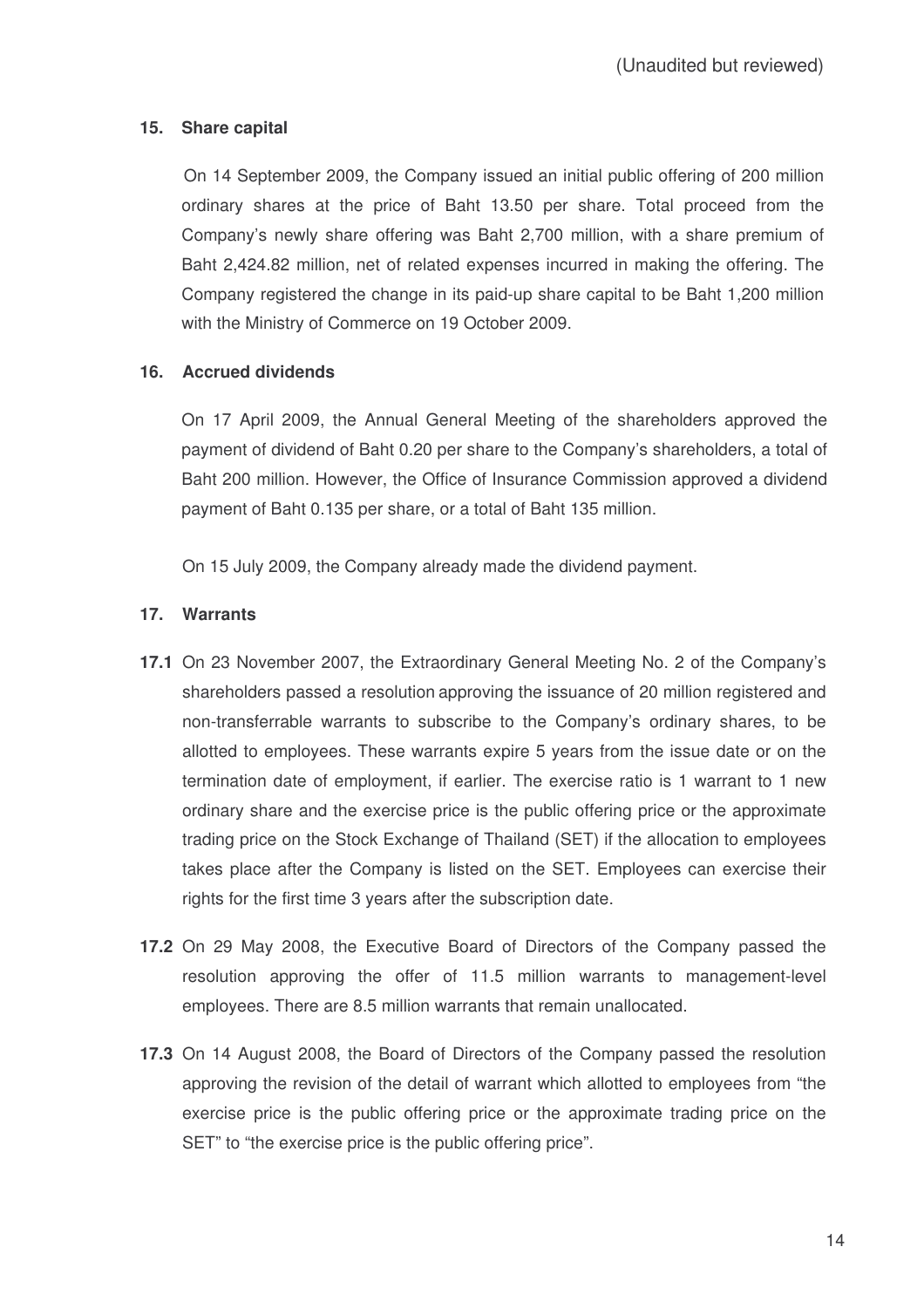(Unaudited but reviewed)

## 15. Share capital

On 14 September 2009, the Company issued an initial public offering of 200 million ordinary shares at the price of Baht 13.50 per share. Total proceed from the Company's newly share offering was Baht 2,700 million, with a share premium of Baht 2,424.82 million, net of related expenses incurred in making the offering. The Company registered the change in its paid-up share capital to be Baht 1,200 million with the Ministry of Commerce on 19 October 2009.

## 16. Accrued dividends

On 17 April 2009, the Annual General Meeting of the shareholders approved the payment of dividend of Baht 0.20 per share to the Company's shareholders, a total of Baht 200 million. However, the Office of Insurance Commission approved a dividend payment of Baht 0.135 per share, or a total of Baht 135 million.

On 15 July 2009, the Company already made the dividend payment.

## 17. Warrants

**17.1** On 23 November 2007, the Extraordinary General Meeting No. 2 of the Company's shareholders passed a resolution approving the issuance of 20 million registered and non-transferrable warrants to subscribe to the Company's ordinary shares, to be allotted to employees. These warrants expire 5 years from the issue date or on the termination date of employment, if earlier. The exercise ratio is 1 warrant to 1 new ordinary share and the exercise price is the public offering price or the approximate trading price on the Stock Exchange of Thailand (SET) if the allocation to employees takes place after the Company is listed on the SET. Employees can exercise their rights for the first time 3 years after the subscription date.

**17.2** On 29 May 2008, the Executive Board of Directors of the Company passed the resolution approving the offer of 11.5 million warrants to management-level employees. There are 8.5 million warrants that remain unallocated.

**17.3** On 14 August 2008, the Board of Directors of the Company passed the resolution approving the revision of the detail of warrant which allotted to employees from "the exercise price is the public offering price or the approximate trading price on the SET" to "the exercise price is the public offering price".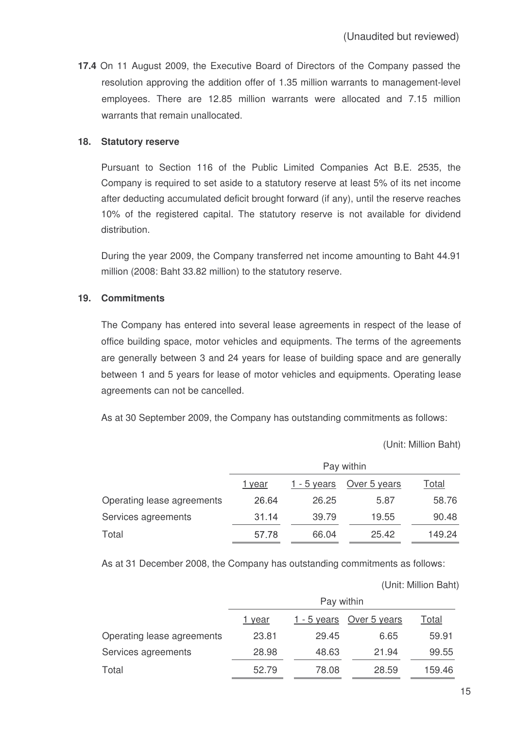(Unaudited but reviewed)

**17.4** On 11 August 2009, the Executive Board of Directors of the Company passed the resolution approving the addition offer of 1.35 million warrants to management-level employees. There are 12.85 million warrants were allocated and 7.15 million warrants that remain unallocated.

## 18. Statutory reserve

Pursuant to Section 116 of the Public Limited Companies Act B.E. 2535, the Company is required to set aside to a statutory reserve at least 5% of its net income after deducting accumulated deficit brought forward (if any), until the reserve reaches 10% of the registered capital. The statutory reserve is not available for dividend distribution.

During the year 2009, the Company transferred net income amounting to Baht 44.91 million (2008: Baht 33.82 million) to the statutory reserve.

## 19. Commitments

The Company has entered into several lease agreements in respect of the lease of office building space, motor vehicles and equipments. The terms of the agreements are generally between 3 and 24 years for lease of building space and are generally between 1 and 5 years for lease of motor vehicles and equipments. Operating lease agreements can not be cancelled.

As at 30 September 2009, the Company has outstanding commitments as follows:

(Unit: Million Baht)

| | Pay within | | | |
|---|---|---|---|---|
| | 1 year | 1 - 5 years | Over 5 years | Total |
| Operating lease agreements | 26.64 | 26.25 | 5.87 | 58.76 |
| Services agreements | 31.14 | 39.79 | 19.55 | 90.48 |
| Total | 57.78 | 66.04 | 25.42 | 149.24 |

As at 31 December 2008, the Company has outstanding commitments as follows:

(Unit: Million Baht)

| | Pay within | | | |
|---|---|---|---|---|
| | 1 year | 1 - 5 years | Over 5 years | Total |
| Operating lease agreements | 23.81 | 29.45 | 6.65 | 59.91 |
| Services agreements | 28.98 | 48.63 | 21.94 | 99.55 |
| Total | 52.79 | 78.08 | 28.59 | 159.46 |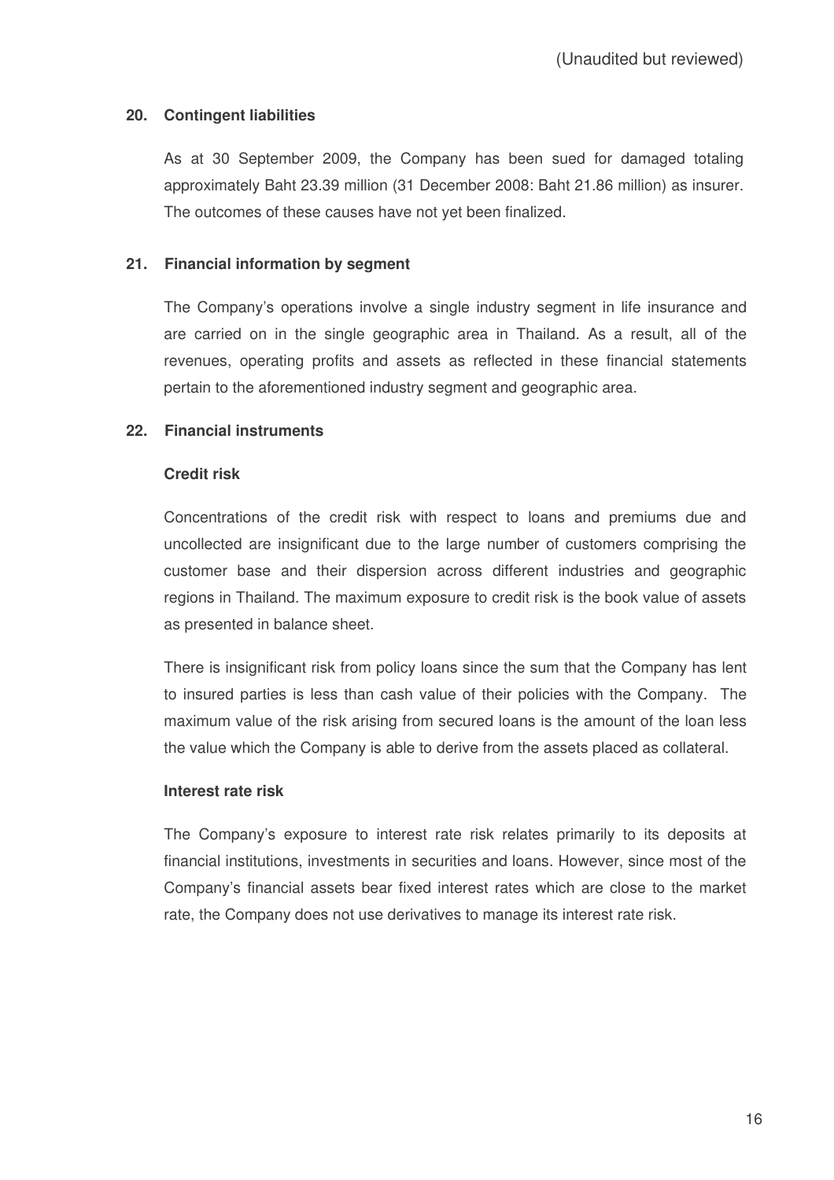(Unaudited but reviewed)

## 20. Contingent liabilities

As at 30 September 2009, the Company has been sued for damaged totaling approximately Baht 23.39 million (31 December 2008: Baht 21.86 million) as insurer. The outcomes of these causes have not yet been finalized.

## 21. Financial information by segment

The Company's operations involve a single industry segment in life insurance and are carried on in the single geographic area in Thailand. As a result, all of the revenues, operating profits and assets as reflected in these financial statements pertain to the aforementioned industry segment and geographic area.

## 22. Financial instruments

### Credit risk

Concentrations of the credit risk with respect to loans and premiums due and uncollected are insignificant due to the large number of customers comprising the customer base and their dispersion across different industries and geographic regions in Thailand. The maximum exposure to credit risk is the book value of assets as presented in balance sheet.

There is insignificant risk from policy loans since the sum that the Company has lent to insured parties is less than cash value of their policies with the Company. The maximum value of the risk arising from secured loans is the amount of the loan less the value which the Company is able to derive from the assets placed as collateral.

### Interest rate risk

The Company's exposure to interest rate risk relates primarily to its deposits at financial institutions, investments in securities and loans. However, since most of the Company's financial assets bear fixed interest rates which are close to the market rate, the Company does not use derivatives to manage its interest rate risk.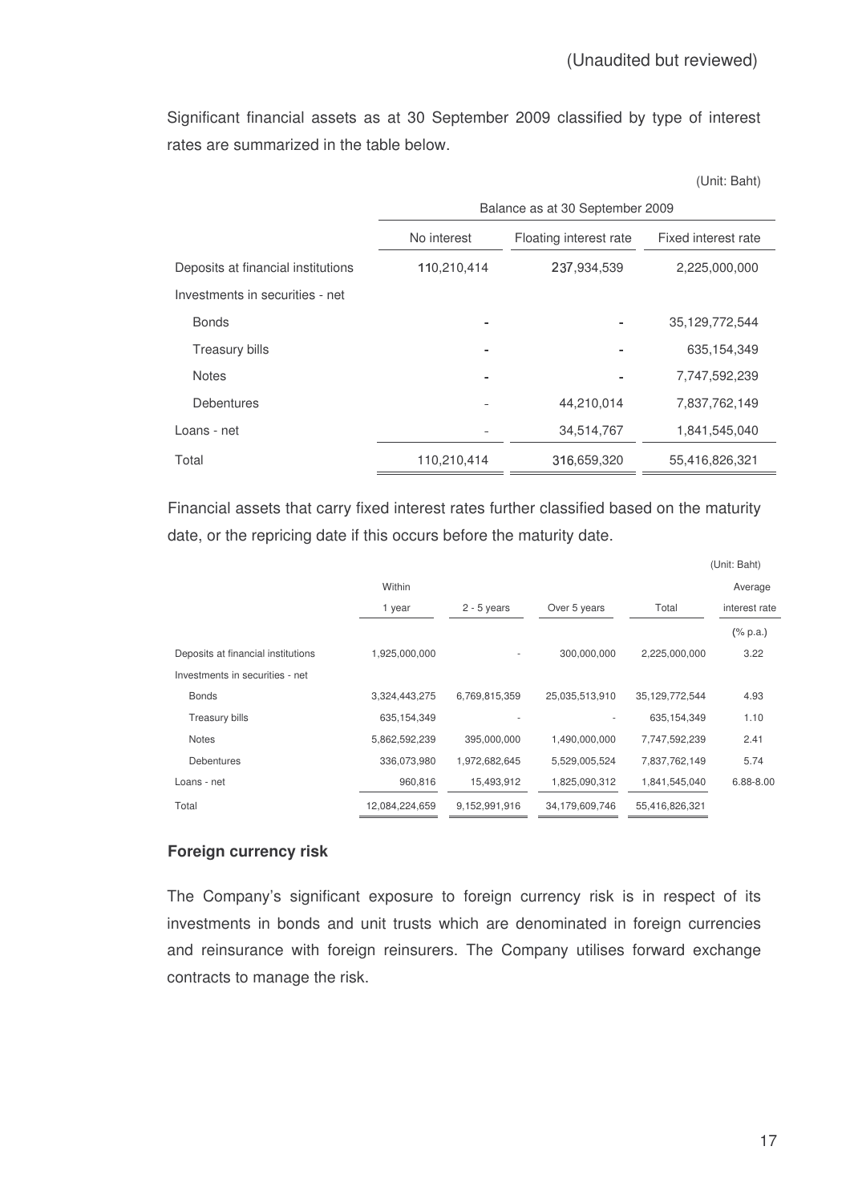(Unaudited but reviewed)

Significant financial assets as at 30 September 2009 classified by type of interest rates are summarized in the table below.

(Unit: Baht)

| | Balance as at 30 September 2009 | | |
|---|---|---|---|
| | No interest | Floating interest rate | Fixed interest rate |
| Deposits at financial institutions | 110,210,414 | 237,934,539 | 2,225,000,000 |
| Investments in securities - net | | | |
| Bonds | - | - | 35,129,772,544 |
| Treasury bills | - | - | 635,154,349 |
| Notes | - | - | 7,747,592,239 |
| Debentures | - | 44,210,014 | 7,837,762,149 |
| Loans - net | - | 34,514,767 | 1,841,545,040 |
| Total | 110,210,414 | 316,659,320 | 55,416,826,321 |

Financial assets that carry fixed interest rates further classified based on the maturity date, or the repricing date if this occurs before the maturity date.

(Unit: Baht)

| | Within 1 year | 2 - 5 years | Over 5 years | Total | Average interest rate |
|---|---|---|---|---|---|
| | | | | | (% p.a.) |
| Deposits at financial institutions | 1,925,000,000 | - | 300,000,000 | 2,225,000,000 | 3.22 |
| Investments in securities - net | | | | | |
| Bonds | 3,324,443,275 | 6,769,815,359 | 25,035,513,910 | 35,129,772,544 | 4.93 |
| Treasury bills | 635,154,349 | - | - | 635,154,349 | 1.10 |
| Notes | 5,862,592,239 | 395,000,000 | 1,490,000,000 | 7,747,592,239 | 2.41 |
| Debentures | 336,073,980 | 1,972,682,645 | 5,529,005,524 | 7,837,762,149 | 5.74 |
| Loans - net | 960,816 | 15,493,912 | 1,825,090,312 | 1,841,545,040 | 6.88-8.00 |
| Total | 12,084,224,659 | 9,152,991,916 | 34,179,609,746 | 55,416,826,321 | |

**Foreign currency risk**

The Company's significant exposure to foreign currency risk is in respect of its investments in bonds and unit trusts which are denominated in foreign currencies and reinsurance with foreign reinsurers. The Company utilises forward exchange contracts to manage the risk.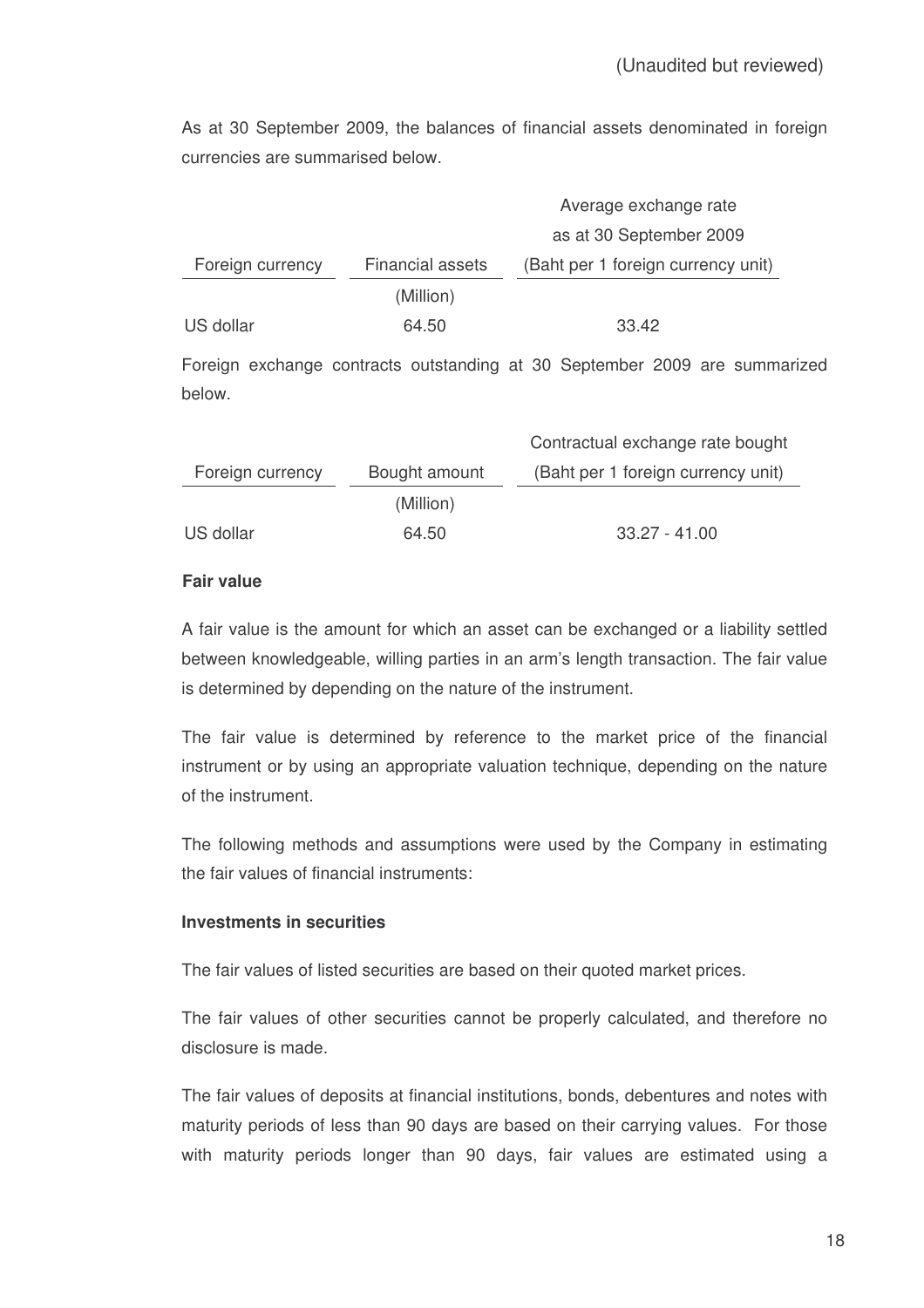(Unaudited but reviewed)

As at 30 September 2009, the balances of financial assets denominated in foreign currencies are summarised below.

| Foreign currency | Financial assets | Average exchange rate as at 30 September 2009 (Baht per 1 foreign currency unit) |
|---|---|---|
| | (Million) | |
| US dollar | 64.50 | 33.42 |

Foreign exchange contracts outstanding at 30 September 2009 are summarized below.

| Foreign currency | Bought amount | Contractual exchange rate bought (Baht per 1 foreign currency unit) |
|---|---|---|
| | (Million) | |
| US dollar | 64.50 | 33.27 - 41.00 |

**Fair value**

A fair value is the amount for which an asset can be exchanged or a liability settled between knowledgeable, willing parties in an arm's length transaction. The fair value is determined by depending on the nature of the instrument.

The fair value is determined by reference to the market price of the financial instrument or by using an appropriate valuation technique, depending on the nature of the instrument.

The following methods and assumptions were used by the Company in estimating the fair values of financial instruments:

**Investments in securities**

The fair values of listed securities are based on their quoted market prices.

The fair values of other securities cannot be properly calculated, and therefore no disclosure is made.

The fair values of deposits at financial institutions, bonds, debentures and notes with maturity periods of less than 90 days are based on their carrying values. For those with maturity periods longer than 90 days, fair values are estimated using a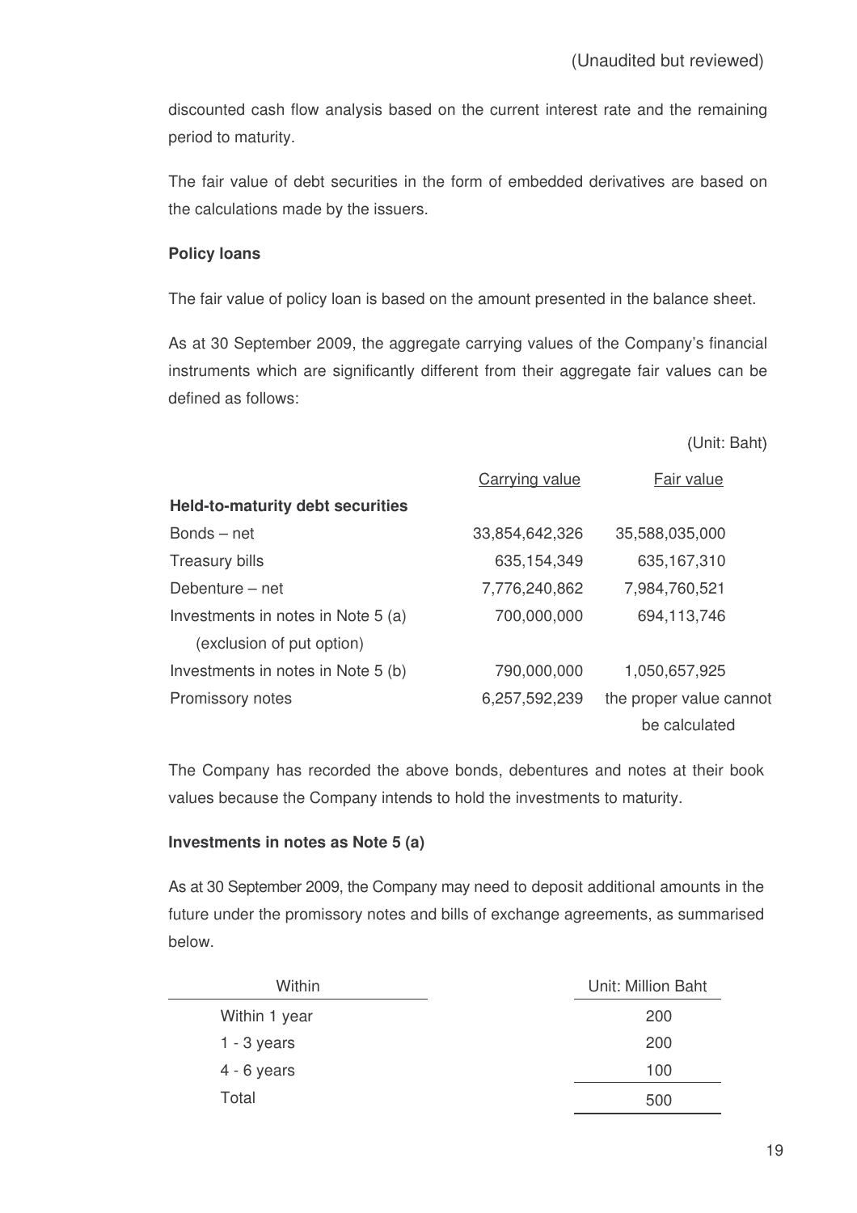(Unaudited but reviewed)

discounted cash flow analysis based on the current interest rate and the remaining period to maturity.

The fair value of debt securities in the form of embedded derivatives are based on the calculations made by the issuers.

**Policy loans**

The fair value of policy loan is based on the amount presented in the balance sheet.

As at 30 September 2009, the aggregate carrying values of the Company's financial instruments which are significantly different from their aggregate fair values can be defined as follows:

(Unit: Baht)

| | Carrying value | Fair value |
|---|---|---|
| **Held-to-maturity debt securities** | | |
| Bonds – net | 33,854,642,326 | 35,588,035,000 |
| Treasury bills | 635,154,349 | 635,167,310 |
| Debenture – net | 7,776,240,862 | 7,984,760,521 |
| Investments in notes in Note 5 (a) (exclusion of put option) | 700,000,000 | 694,113,746 |
| Investments in notes in Note 5 (b) | 790,000,000 | 1,050,657,925 |
| Promissory notes | 6,257,592,239 | the proper value cannot be calculated |

The Company has recorded the above bonds, debentures and notes at their book values because the Company intends to hold the investments to maturity.

**Investments in notes as Note 5 (a)**

As at 30 September 2009, the Company may need to deposit additional amounts in the future under the promissory notes and bills of exchange agreements, as summarised below.

| Within | Unit: Million Baht |
|---|---|
| Within 1 year | 200 |
| 1 - 3 years | 200 |
| 4 - 6 years | 100 |
| Total | 500 |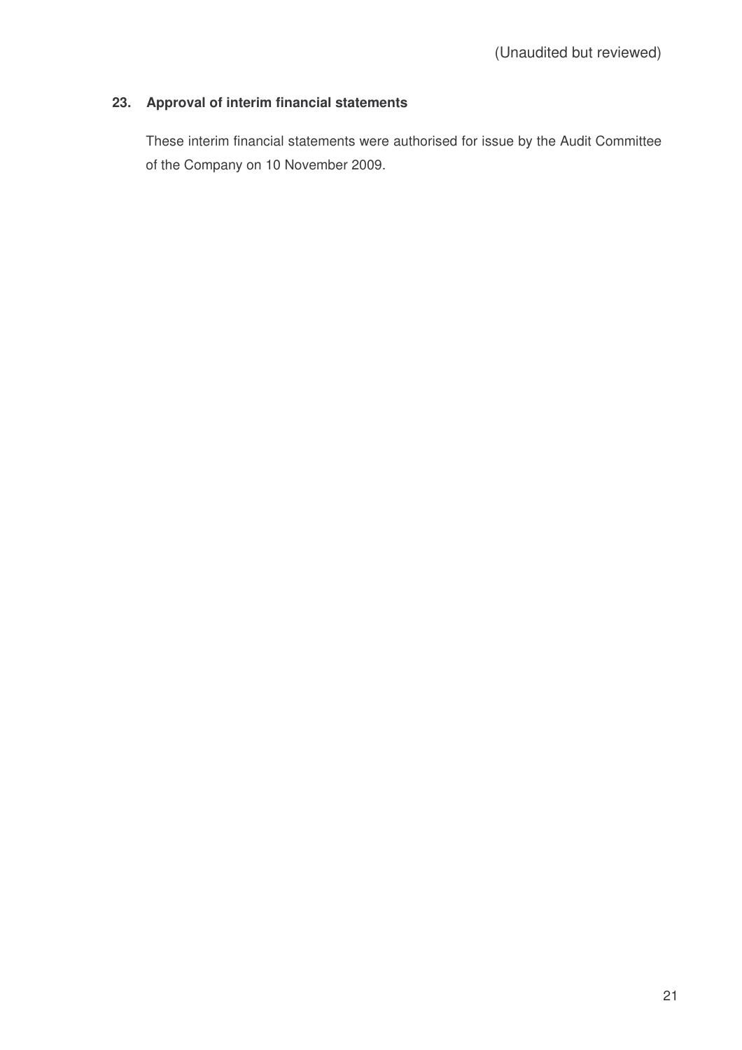(Unaudited but reviewed)

## 23. Approval of interim financial statements

These interim financial statements were authorised for issue by the Audit Committee of the Company on 10 November 2009.